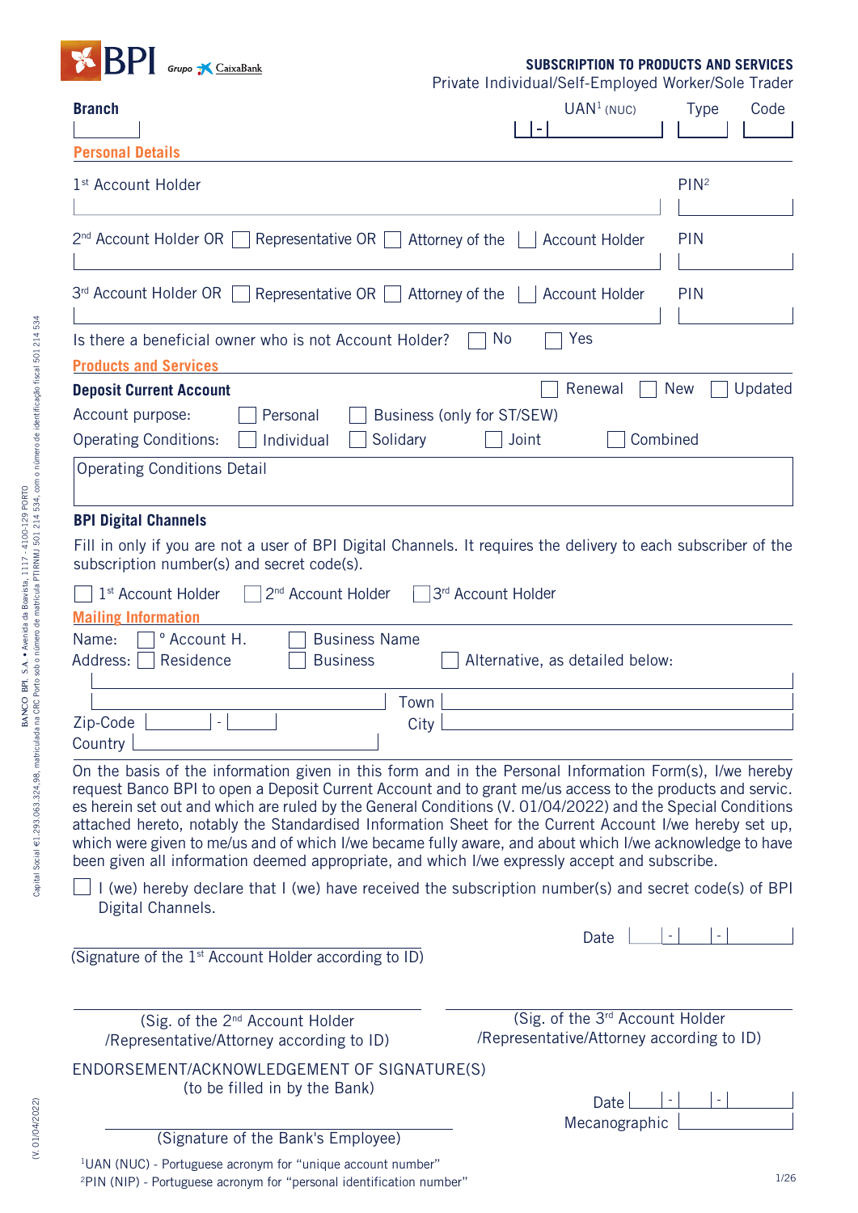BPI Grupo CaixaBank

## SUBSCRIPTION TO PRODUCTS AND SERVICES

Private Individual/Self-Employed Worker/Sole Trader

**Branch** UAN[1] (NUC) Type Code

### Personal Details

1st Account Holder PIN[2]

2nd Account Holder OR ☐ Representative OR ☐ Attorney of the ☐ Account Holder PIN

3rd Account Holder OR ☐ Representative OR ☐ Attorney of the ☐ Account Holder PIN

Is there a beneficial owner who is not Account Holder? ☐ No ☐ Yes

### Products and Services

**Deposit Current Account** ☐ Renewal ☐ New ☐ Updated

Account purpose: ☐ Personal ☐ Business (only for ST/SEW)

Operating Conditions: ☐ Individual ☐ Solidary ☐ Joint ☐ Combined

Operating Conditions Detail

**BPI Digital Channels**

Fill in only if you are not a user of BPI Digital Channels. It requires the delivery to each subscriber of the subscription number(s) and secret code(s).

☐ 1st Account Holder ☐ 2nd Account Holder ☐ 3rd Account Holder

### Mailing Information

Name: ☐ ° Account H. ☐ Business Name

Address: ☐ Residence ☐ Business ☐ Alternative, as detailed below:

Town

Zip-Code - City

Country

On the basis of the information given in this form and in the Personal Information Form(s), I/we hereby request Banco BPI to open a Deposit Current Account and to grant me/us access to the products and servic. es herein set out and which are ruled by the General Conditions (V. 01/04/2022) and the Special Conditions attached hereto, notably the Standardised Information Sheet for the Current Account I/we hereby set up, which were given to me/us and of which I/we became fully aware, and about which I/we acknowledge to have been given all information deemed appropriate, and which I/we expressly accept and subscribe.

☐ I (we) hereby declare that I (we) have received the subscription number(s) and secret code(s) of BPI Digital Channels.

Date - -

(Signature of the 1st Account Holder according to ID)

(Sig. of the 2nd Account Holder /Representative/Attorney according to ID)

(Sig. of the 3rd Account Holder /Representative/Attorney according to ID)

ENDORSEMENT/ACKNOWLEDGEMENT OF SIGNATURE(S)
(to be filled in by the Bank)

Date - -

Mecanographic

(Signature of the Bank's Employee)

[1]UAN (NUC) - Portuguese acronym for "unique account number"
[2]PIN (NIP) - Portuguese acronym for "personal identification number"

BANCO BPI, S.A. • Avenida da Boavista, 1117 - 4100-129 PORTO
Capital Social €1.293.063.324,98, matriculada na CRC Porto sob o número de matrícula PTIRNMJ 501 214 534, com o número de identificação fiscal 501 214 534

(V. 01/04/2022)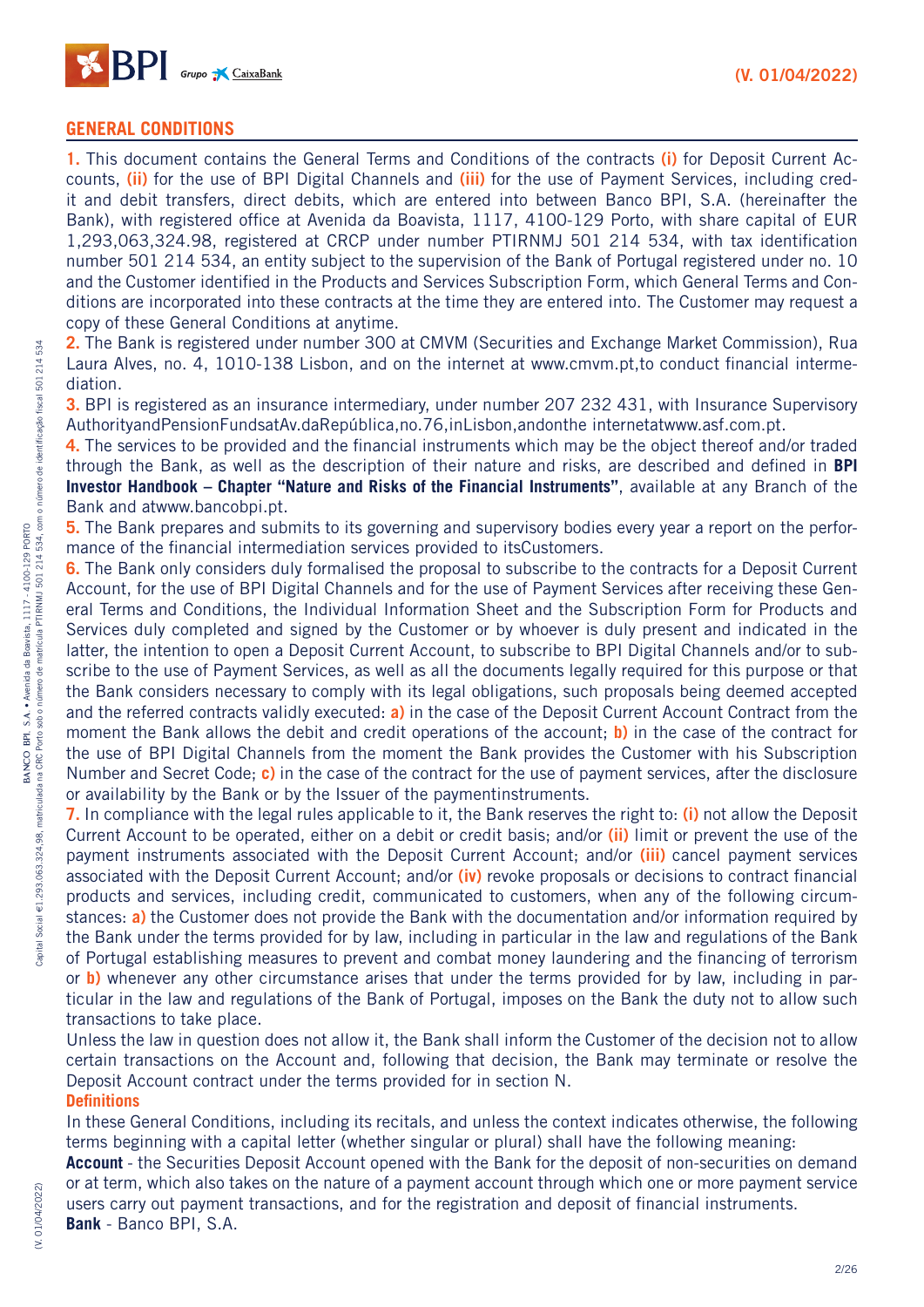## GENERAL CONDITIONS

**1.** This document contains the General Terms and Conditions of the contracts **(i)** for Deposit Current Accounts, **(ii)** for the use of BPI Digital Channels and **(iii)** for the use of Payment Services, including credit and debit transfers, direct debits, which are entered into between Banco BPI, S.A. (hereinafter the Bank), with registered office at Avenida da Boavista, 1117, 4100-129 Porto, with share capital of EUR 1,293,063,324.98, registered at CRCP under number PTIRNMJ 501 214 534, with tax identification number 501 214 534, an entity subject to the supervision of the Bank of Portugal registered under no. 10 and the Customer identified in the Products and Services Subscription Form, which General Terms and Conditions are incorporated into these contracts at the time they are entered into. The Customer may request a copy of these General Conditions at anytime.

**2.** The Bank is registered under number 300 at CMVM (Securities and Exchange Market Commission), Rua Laura Alves, no. 4, 1010-138 Lisbon, and on the internet at www.cmvm.pt,to conduct financial intermediation.

**3.** BPI is registered as an insurance intermediary, under number 207 232 431, with Insurance Supervisory AuthorityandPensionFundsatAv.daRepública,no.76,inLisbon,andonthe internetatwww.asf.com.pt.

**4.** The services to be provided and the financial instruments which may be the object thereof and/or traded through the Bank, as well as the description of their nature and risks, are described and defined in **BPI Investor Handbook – Chapter "Nature and Risks of the Financial Instruments"**, available at any Branch of the Bank and atwww.bancobpi.pt.

**5.** The Bank prepares and submits to its governing and supervisory bodies every year a report on the performance of the financial intermediation services provided to itsCustomers.

**6.** The Bank only considers duly formalised the proposal to subscribe to the contracts for a Deposit Current Account, for the use of BPI Digital Channels and for the use of Payment Services after receiving these General Terms and Conditions, the Individual Information Sheet and the Subscription Form for Products and Services duly completed and signed by the Customer or by whoever is duly present and indicated in the latter, the intention to open a Deposit Current Account, to subscribe to BPI Digital Channels and/or to subscribe to the use of Payment Services, as well as all the documents legally required for this purpose or that the Bank considers necessary to comply with its legal obligations, such proposals being deemed accepted and the referred contracts validly executed: **a)** in the case of the Deposit Current Account Contract from the moment the Bank allows the debit and credit operations of the account; **b)** in the case of the contract for the use of BPI Digital Channels from the moment the Bank provides the Customer with his Subscription Number and Secret Code; **c)** in the case of the contract for the use of payment services, after the disclosure or availability by the Bank or by the Issuer of the paymentinstruments.

**7.** In compliance with the legal rules applicable to it, the Bank reserves the right to: **(i)** not allow the Deposit Current Account to be operated, either on a debit or credit basis; and/or **(ii)** limit or prevent the use of the payment instruments associated with the Deposit Current Account; and/or **(iii)** cancel payment services associated with the Deposit Current Account; and/or **(iv)** revoke proposals or decisions to contract financial products and services, including credit, communicated to customers, when any of the following circumstances: **a)** the Customer does not provide the Bank with the documentation and/or information required by the Bank under the terms provided for by law, including in particular in the law and regulations of the Bank of Portugal establishing measures to prevent and combat money laundering and the financing of terrorism or **b)** whenever any other circumstance arises that under the terms provided for by law, including in particular in the law and regulations of the Bank of Portugal, imposes on the Bank the duty not to allow such transactions to take place.

Unless the law in question does not allow it, the Bank shall inform the Customer of the decision not to allow certain transactions on the Account and, following that decision, the Bank may terminate or resolve the Deposit Account contract under the terms provided for in section N.

### Definitions

In these General Conditions, including its recitals, and unless the context indicates otherwise, the following terms beginning with a capital letter (whether singular or plural) shall have the following meaning:

**Account** - the Securities Deposit Account opened with the Bank for the deposit of non-securities on demand or at term, which also takes on the nature of a payment account through which one or more payment service users carry out payment transactions, and for the registration and deposit of financial instruments.

**Bank** - Banco BPI, S.A.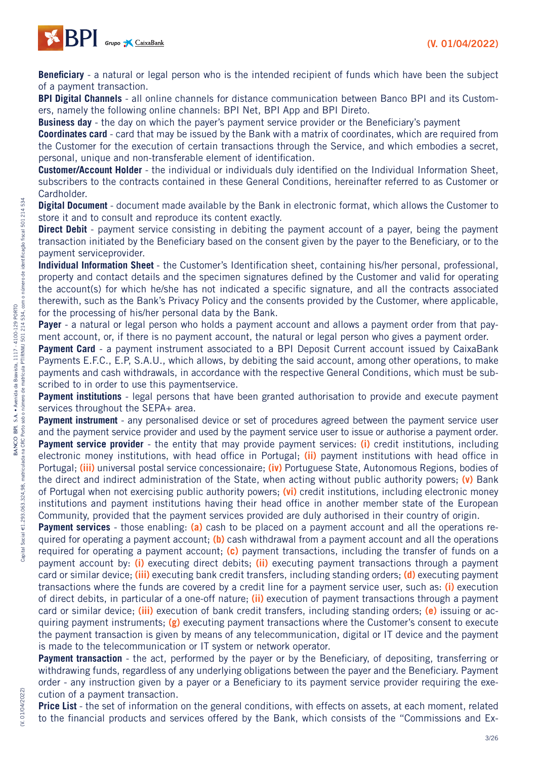**Beneficiary** - a natural or legal person who is the intended recipient of funds which have been the subject of a payment transaction.

**BPI Digital Channels** - all online channels for distance communication between Banco BPI and its Customers, namely the following online channels: BPI Net, BPI App and BPI Direto.

**Business day** - the day on which the payer's payment service provider or the Beneficiary's payment

**Coordinates card** - card that may be issued by the Bank with a matrix of coordinates, which are required from the Customer for the execution of certain transactions through the Service, and which embodies a secret, personal, unique and non-transferable element of identification.

**Customer/Account Holder** - the individual or individuals duly identified on the Individual Information Sheet, subscribers to the contracts contained in these General Conditions, hereinafter referred to as Customer or Cardholder.

**Digital Document** - document made available by the Bank in electronic format, which allows the Customer to store it and to consult and reproduce its content exactly.

**Direct Debit** - payment service consisting in debiting the payment account of a payer, being the payment transaction initiated by the Beneficiary based on the consent given by the payer to the Beneficiary, or to the payment serviceprovider.

**Individual Information Sheet** - the Customer's Identification sheet, containing his/her personal, professional, property and contact details and the specimen signatures defined by the Customer and valid for operating the account(s) for which he/she has not indicated a specific signature, and all the contracts associated therewith, such as the Bank's Privacy Policy and the consents provided by the Customer, where applicable, for the processing of his/her personal data by the Bank.

**Payer** - a natural or legal person who holds a payment account and allows a payment order from that payment account, or, if there is no payment account, the natural or legal person who gives a payment order.

**Payment Card** - a payment instrument associated to a BPI Deposit Current account issued by CaixaBank Payments E.F.C., E.P, S.A.U., which allows, by debiting the said account, among other operations, to make payments and cash withdrawals, in accordance with the respective General Conditions, which must be subscribed to in order to use this paymentservice.

**Payment institutions** - legal persons that have been granted authorisation to provide and execute payment services throughout the SEPA+ area.

**Payment instrument** - any personalised device or set of procedures agreed between the payment service user and the payment service provider and used by the payment service user to issue or authorise a payment order.

**Payment service provider** - the entity that may provide payment services: **(i)** credit institutions, including electronic money institutions, with head office in Portugal; **(ii)** payment institutions with head office in Portugal; **(iii)** universal postal service concessionaire; **(iv)** Portuguese State, Autonomous Regions, bodies of the direct and indirect administration of the State, when acting without public authority powers; **(v)** Bank of Portugal when not exercising public authority powers; **(vi)** credit institutions, including electronic money institutions and payment institutions having their head office in another member state of the European Community, provided that the payment services provided are duly authorised in their country of origin.

**Payment services** - those enabling: **(a)** cash to be placed on a payment account and all the operations required for operating a payment account; **(b)** cash withdrawal from a payment account and all the operations required for operating a payment account; **(c)** payment transactions, including the transfer of funds on a payment account by: **(i)** executing direct debits; **(ii)** executing payment transactions through a payment card or similar device; **(iii)** executing bank credit transfers, including standing orders; **(d)** executing payment transactions where the funds are covered by a credit line for a payment service user, such as: **(i)** execution of direct debits, in particular of a one-off nature; **(ii)** execution of payment transactions through a payment card or similar device; **(iii)** execution of bank credit transfers, including standing orders; **(e)** issuing or acquiring payment instruments; **(g)** executing payment transactions where the Customer's consent to execute the payment transaction is given by means of any telecommunication, digital or IT device and the payment is made to the telecommunication or IT system or network operator.

**Payment transaction** - the act, performed by the payer or by the Beneficiary, of depositing, transferring or withdrawing funds, regardless of any underlying obligations between the payer and the Beneficiary. Payment order - any instruction given by a payer or a Beneficiary to its payment service provider requiring the execution of a payment transaction.

**Price List** - the set of information on the general conditions, with effects on assets, at each moment, related to the financial products and services offered by the Bank, which consists of the "Commissions and Ex-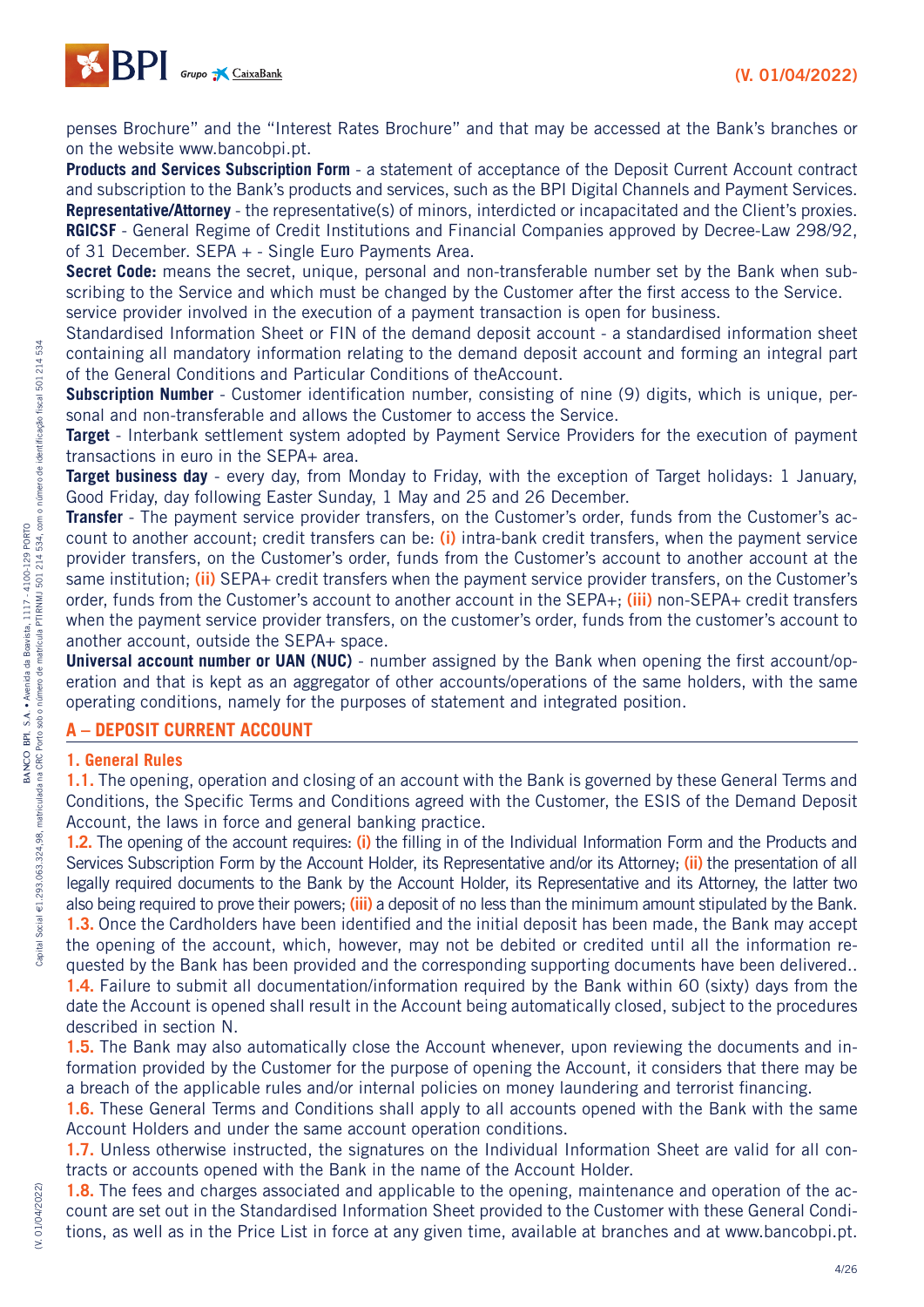penses Brochure" and the "Interest Rates Brochure" and that may be accessed at the Bank's branches or on the website www.bancobpi.pt.

**Products and Services Subscription Form** - a statement of acceptance of the Deposit Current Account contract and subscription to the Bank's products and services, such as the BPI Digital Channels and Payment Services.

**Representative/Attorney** - the representative(s) of minors, interdicted or incapacitated and the Client's proxies.

**RGICSF** - General Regime of Credit Institutions and Financial Companies approved by Decree-Law 298/92, of 31 December. SEPA + - Single Euro Payments Area.

**Secret Code:** means the secret, unique, personal and non-transferable number set by the Bank when subscribing to the Service and which must be changed by the Customer after the first access to the Service. service provider involved in the execution of a payment transaction is open for business.

Standardised Information Sheet or FIN of the demand deposit account - a standardised information sheet containing all mandatory information relating to the demand deposit account and forming an integral part of the General Conditions and Particular Conditions of theAccount.

**Subscription Number** - Customer identification number, consisting of nine (9) digits, which is unique, personal and non-transferable and allows the Customer to access the Service.

**Target** - Interbank settlement system adopted by Payment Service Providers for the execution of payment transactions in euro in the SEPA+ area.

**Target business day** - every day, from Monday to Friday, with the exception of Target holidays: 1 January, Good Friday, day following Easter Sunday, 1 May and 25 and 26 December.

**Transfer** - The payment service provider transfers, on the Customer's order, funds from the Customer's account to another account; credit transfers can be: **(i)** intra-bank credit transfers, when the payment service provider transfers, on the Customer's order, funds from the Customer's account to another account at the same institution; **(ii)** SEPA+ credit transfers when the payment service provider transfers, on the Customer's order, funds from the Customer's account to another account in the SEPA+; **(iii)** non-SEPA+ credit transfers when the payment service provider transfers, on the customer's order, funds from the customer's account to another account, outside the SEPA+ space.

**Universal account number or UAN (NUC)** - number assigned by the Bank when opening the first account/operation and that is kept as an aggregator of other accounts/operations of the same holders, with the same operating conditions, namely for the purposes of statement and integrated position.

## A – DEPOSIT CURRENT ACCOUNT

### 1. General Rules

**1.1.** The opening, operation and closing of an account with the Bank is governed by these General Terms and Conditions, the Specific Terms and Conditions agreed with the Customer, the ESIS of the Demand Deposit Account, the laws in force and general banking practice.

**1.2.** The opening of the account requires: **(i)** the filling in of the Individual Information Form and the Products and Services Subscription Form by the Account Holder, its Representative and/or its Attorney; **(ii)** the presentation of all legally required documents to the Bank by the Account Holder, its Representative and its Attorney, the latter two also being required to prove their powers; **(iii)** a deposit of no less than the minimum amount stipulated by the Bank.

**1.3.** Once the Cardholders have been identified and the initial deposit has been made, the Bank may accept the opening of the account, which, however, may not be debited or credited until all the information requested by the Bank has been provided and the corresponding supporting documents have been delivered..

**1.4.** Failure to submit all documentation/information required by the Bank within 60 (sixty) days from the date the Account is opened shall result in the Account being automatically closed, subject to the procedures described in section N.

**1.5.** The Bank may also automatically close the Account whenever, upon reviewing the documents and information provided by the Customer for the purpose of opening the Account, it considers that there may be a breach of the applicable rules and/or internal policies on money laundering and terrorist financing.

**1.6.** These General Terms and Conditions shall apply to all accounts opened with the Bank with the same Account Holders and under the same account operation conditions.

**1.7.** Unless otherwise instructed, the signatures on the Individual Information Sheet are valid for all contracts or accounts opened with the Bank in the name of the Account Holder.

**1.8.** The fees and charges associated and applicable to the opening, maintenance and operation of the account are set out in the Standardised Information Sheet provided to the Customer with these General Conditions, as well as in the Price List in force at any given time, available at branches and at www.bancobpi.pt.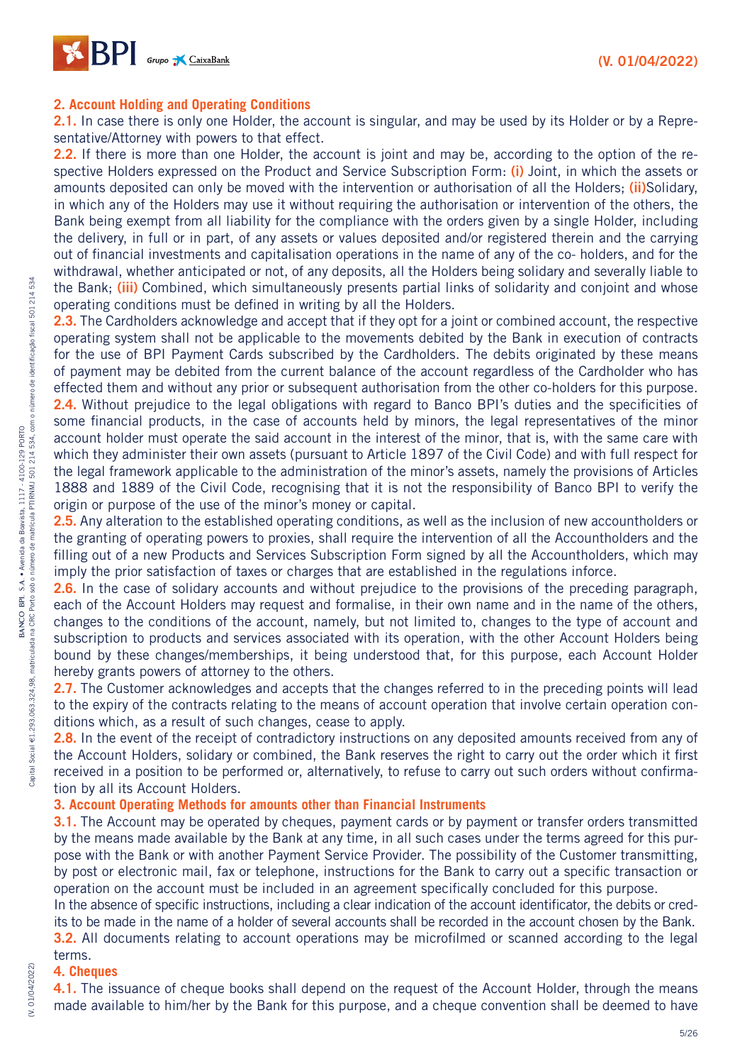## 2. Account Holding and Operating Conditions

**2.1.** In case there is only one Holder, the account is singular, and may be used by its Holder or by a Representative/Attorney with powers to that effect.

**2.2.** If there is more than one Holder, the account is joint and may be, according to the option of the respective Holders expressed on the Product and Service Subscription Form: **(i)** Joint, in which the assets or amounts deposited can only be moved with the intervention or authorisation of all the Holders; **(ii)**Solidary, in which any of the Holders may use it without requiring the authorisation or intervention of the others, the Bank being exempt from all liability for the compliance with the orders given by a single Holder, including the delivery, in full or in part, of any assets or values deposited and/or registered therein and the carrying out of financial investments and capitalisation operations in the name of any of the co- holders, and for the withdrawal, whether anticipated or not, of any deposits, all the Holders being solidary and severally liable to the Bank; **(iii)** Combined, which simultaneously presents partial links of solidarity and conjoint and whose operating conditions must be defined in writing by all the Holders.

**2.3.** The Cardholders acknowledge and accept that if they opt for a joint or combined account, the respective operating system shall not be applicable to the movements debited by the Bank in execution of contracts for the use of BPI Payment Cards subscribed by the Cardholders. The debits originated by these means of payment may be debited from the current balance of the account regardless of the Cardholder who has effected them and without any prior or subsequent authorisation from the other co-holders for this purpose.

**2.4.** Without prejudice to the legal obligations with regard to Banco BPI's duties and the specificities of some financial products, in the case of accounts held by minors, the legal representatives of the minor account holder must operate the said account in the interest of the minor, that is, with the same care with which they administer their own assets (pursuant to Article 1897 of the Civil Code) and with full respect for the legal framework applicable to the administration of the minor's assets, namely the provisions of Articles 1888 and 1889 of the Civil Code, recognising that it is not the responsibility of Banco BPI to verify the origin or purpose of the use of the minor's money or capital.

**2.5.** Any alteration to the established operating conditions, as well as the inclusion of new accountholders or the granting of operating powers to proxies, shall require the intervention of all the Accountholders and the filling out of a new Products and Services Subscription Form signed by all the Accountholders, which may imply the prior satisfaction of taxes or charges that are established in the regulations inforce.

**2.6.** In the case of solidary accounts and without prejudice to the provisions of the preceding paragraph, each of the Account Holders may request and formalise, in their own name and in the name of the others, changes to the conditions of the account, namely, but not limited to, changes to the type of account and subscription to products and services associated with its operation, with the other Account Holders being bound by these changes/memberships, it being understood that, for this purpose, each Account Holder hereby grants powers of attorney to the others.

**2.7.** The Customer acknowledges and accepts that the changes referred to in the preceding points will lead to the expiry of the contracts relating to the means of account operation that involve certain operation conditions which, as a result of such changes, cease to apply.

**2.8.** In the event of the receipt of contradictory instructions on any deposited amounts received from any of the Account Holders, solidary or combined, the Bank reserves the right to carry out the order which it first received in a position to be performed or, alternatively, to refuse to carry out such orders without confirmation by all its Account Holders.

## 3. Account Operating Methods for amounts other than Financial Instruments

**3.1.** The Account may be operated by cheques, payment cards or by payment or transfer orders transmitted by the means made available by the Bank at any time, in all such cases under the terms agreed for this purpose with the Bank or with another Payment Service Provider. The possibility of the Customer transmitting, by post or electronic mail, fax or telephone, instructions for the Bank to carry out a specific transaction or operation on the account must be included in an agreement specifically concluded for this purpose.

In the absence of specific instructions, including a clear indication of the account identificator, the debits or credits to be made in the name of a holder of several accounts shall be recorded in the account chosen by the Bank.

**3.2.** All documents relating to account operations may be microfilmed or scanned according to the legal terms.

## 4. Cheques

**4.1.** The issuance of cheque books shall depend on the request of the Account Holder, through the means made available to him/her by the Bank for this purpose, and a cheque convention shall be deemed to have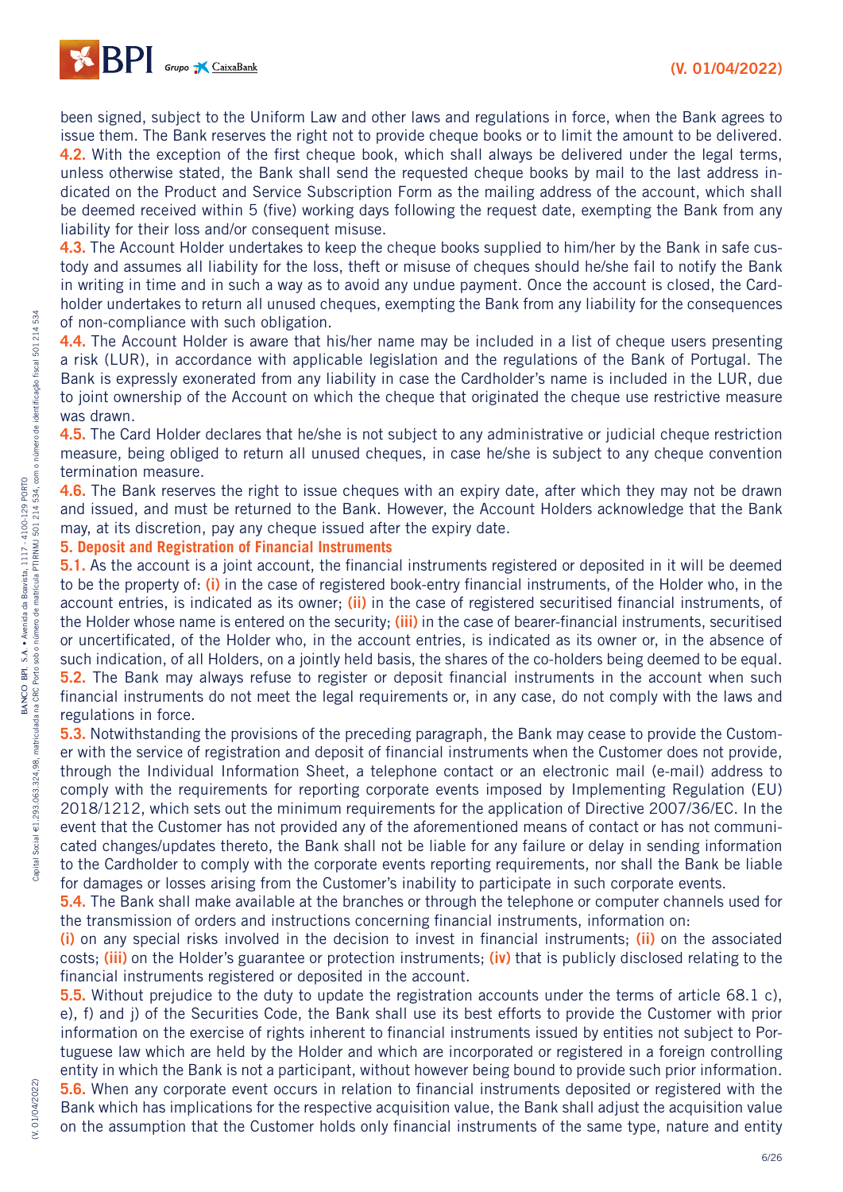been signed, subject to the Uniform Law and other laws and regulations in force, when the Bank agrees to issue them. The Bank reserves the right not to provide cheque books or to limit the amount to be delivered.

**4.2.** With the exception of the first cheque book, which shall always be delivered under the legal terms, unless otherwise stated, the Bank shall send the requested cheque books by mail to the last address indicated on the Product and Service Subscription Form as the mailing address of the account, which shall be deemed received within 5 (five) working days following the request date, exempting the Bank from any liability for their loss and/or consequent misuse.

**4.3.** The Account Holder undertakes to keep the cheque books supplied to him/her by the Bank in safe custody and assumes all liability for the loss, theft or misuse of cheques should he/she fail to notify the Bank in writing in time and in such a way as to avoid any undue payment. Once the account is closed, the Cardholder undertakes to return all unused cheques, exempting the Bank from any liability for the consequences of non-compliance with such obligation.

**4.4.** The Account Holder is aware that his/her name may be included in a list of cheque users presenting a risk (LUR), in accordance with applicable legislation and the regulations of the Bank of Portugal. The Bank is expressly exonerated from any liability in case the Cardholder's name is included in the LUR, due to joint ownership of the Account on which the cheque that originated the cheque use restrictive measure was drawn.

**4.5.** The Card Holder declares that he/she is not subject to any administrative or judicial cheque restriction measure, being obliged to return all unused cheques, in case he/she is subject to any cheque convention termination measure.

**4.6.** The Bank reserves the right to issue cheques with an expiry date, after which they may not be drawn and issued, and must be returned to the Bank. However, the Account Holders acknowledge that the Bank may, at its discretion, pay any cheque issued after the expiry date.

## 5. Deposit and Registration of Financial Instruments

**5.1.** As the account is a joint account, the financial instruments registered or deposited in it will be deemed to be the property of: **(i)** in the case of registered book-entry financial instruments, of the Holder who, in the account entries, is indicated as its owner; **(ii)** in the case of registered securitised financial instruments, of the Holder whose name is entered on the security; **(iii)** in the case of bearer-financial instruments, securitised or uncertificated, of the Holder who, in the account entries, is indicated as its owner or, in the absence of such indication, of all Holders, on a jointly held basis, the shares of the co-holders being deemed to be equal.

**5.2.** The Bank may always refuse to register or deposit financial instruments in the account when such financial instruments do not meet the legal requirements or, in any case, do not comply with the laws and regulations in force.

**5.3.** Notwithstanding the provisions of the preceding paragraph, the Bank may cease to provide the Customer with the service of registration and deposit of financial instruments when the Customer does not provide, through the Individual Information Sheet, a telephone contact or an electronic mail (e-mail) address to comply with the requirements for reporting corporate events imposed by Implementing Regulation (EU) 2018/1212, which sets out the minimum requirements for the application of Directive 2007/36/EC. In the event that the Customer has not provided any of the aforementioned means of contact or has not communicated changes/updates thereto, the Bank shall not be liable for any failure or delay in sending information to the Cardholder to comply with the corporate events reporting requirements, nor shall the Bank be liable for damages or losses arising from the Customer's inability to participate in such corporate events.

**5.4.** The Bank shall make available at the branches or through the telephone or computer channels used for the transmission of orders and instructions concerning financial instruments, information on:
**(i)** on any special risks involved in the decision to invest in financial instruments; **(ii)** on the associated costs; **(iii)** on the Holder's guarantee or protection instruments; **(iv)** that is publicly disclosed relating to the financial instruments registered or deposited in the account.

**5.5.** Without prejudice to the duty to update the registration accounts under the terms of article 68.1 c), e), f) and j) of the Securities Code, the Bank shall use its best efforts to provide the Customer with prior information on the exercise of rights inherent to financial instruments issued by entities not subject to Portuguese law which are held by the Holder and which are incorporated or registered in a foreign controlling entity in which the Bank is not a participant, without however being bound to provide such prior information.

**5.6.** When any corporate event occurs in relation to financial instruments deposited or registered with the Bank which has implications for the respective acquisition value, the Bank shall adjust the acquisition value on the assumption that the Customer holds only financial instruments of the same type, nature and entity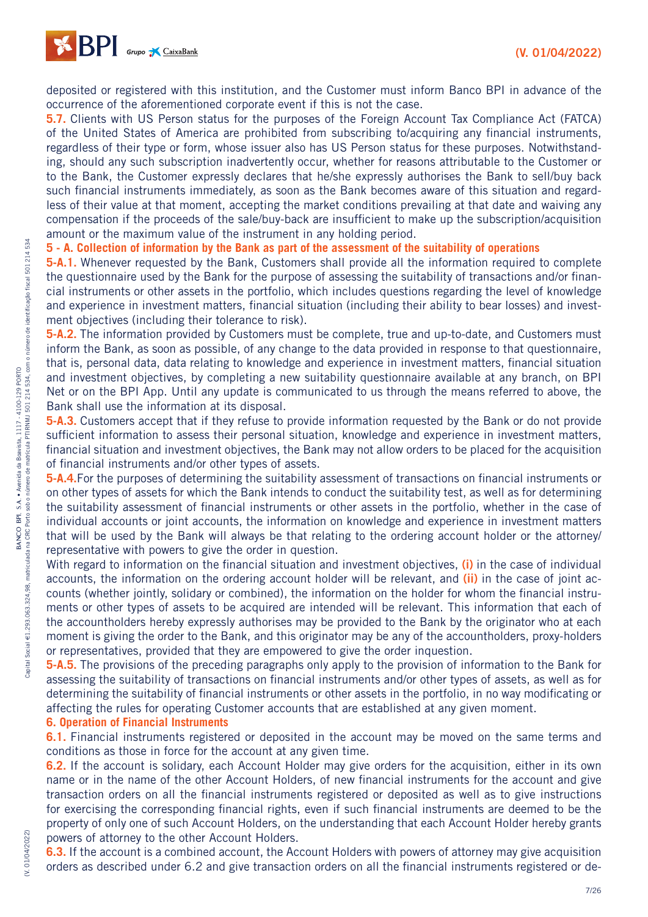deposited or registered with this institution, and the Customer must inform Banco BPI in advance of the occurrence of the aforementioned corporate event if this is not the case.

**5.7.** Clients with US Person status for the purposes of the Foreign Account Tax Compliance Act (FATCA) of the United States of America are prohibited from subscribing to/acquiring any financial instruments, regardless of their type or form, whose issuer also has US Person status for these purposes. Notwithstanding, should any such subscription inadvertently occur, whether for reasons attributable to the Customer or to the Bank, the Customer expressly declares that he/she expressly authorises the Bank to sell/buy back such financial instruments immediately, as soon as the Bank becomes aware of this situation and regardless of their value at that moment, accepting the market conditions prevailing at that date and waiving any compensation if the proceeds of the sale/buy-back are insufficient to make up the subscription/acquisition amount or the maximum value of the instrument in any holding period.

## 5 - A. Collection of information by the Bank as part of the assessment of the suitability of operations

**5-A.1.** Whenever requested by the Bank, Customers shall provide all the information required to complete the questionnaire used by the Bank for the purpose of assessing the suitability of transactions and/or financial instruments or other assets in the portfolio, which includes questions regarding the level of knowledge and experience in investment matters, financial situation (including their ability to bear losses) and investment objectives (including their tolerance to risk).

**5-A.2.** The information provided by Customers must be complete, true and up-to-date, and Customers must inform the Bank, as soon as possible, of any change to the data provided in response to that questionnaire, that is, personal data, data relating to knowledge and experience in investment matters, financial situation and investment objectives, by completing a new suitability questionnaire available at any branch, on BPI Net or on the BPI App. Until any update is communicated to us through the means referred to above, the Bank shall use the information at its disposal.

**5-A.3.** Customers accept that if they refuse to provide information requested by the Bank or do not provide sufficient information to assess their personal situation, knowledge and experience in investment matters, financial situation and investment objectives, the Bank may not allow orders to be placed for the acquisition of financial instruments and/or other types of assets.

**5-A.4.** For the purposes of determining the suitability assessment of transactions on financial instruments or on other types of assets for which the Bank intends to conduct the suitability test, as well as for determining the suitability assessment of financial instruments or other assets in the portfolio, whether in the case of individual accounts or joint accounts, the information on knowledge and experience in investment matters that will be used by the Bank will always be that relating to the ordering account holder or the attorney/representative with powers to give the order in question.

With regard to information on the financial situation and investment objectives, **(i)** in the case of individual accounts, the information on the ordering account holder will be relevant, and **(ii)** in the case of joint accounts (whether jointly, solidary or combined), the information on the holder for whom the financial instruments or other types of assets to be acquired are intended will be relevant. This information that each of the accountholders hereby expressly authorises may be provided to the Bank by the originator who at each moment is giving the order to the Bank, and this originator may be any of the accountholders, proxy-holders or representatives, provided that they are empowered to give the order inquestion.

**5-A.5.** The provisions of the preceding paragraphs only apply to the provision of information to the Bank for assessing the suitability of transactions on financial instruments and/or other types of assets, as well as for determining the suitability of financial instruments or other assets in the portfolio, in no way modificating or affecting the rules for operating Customer accounts that are established at any given moment.

## 6. Operation of Financial Instruments

**6.1.** Financial instruments registered or deposited in the account may be moved on the same terms and conditions as those in force for the account at any given time.

**6.2.** If the account is solidary, each Account Holder may give orders for the acquisition, either in its own name or in the name of the other Account Holders, of new financial instruments for the account and give transaction orders on all the financial instruments registered or deposited as well as to give instructions for exercising the corresponding financial rights, even if such financial instruments are deemed to be the property of only one of such Account Holders, on the understanding that each Account Holder hereby grants powers of attorney to the other Account Holders.

**6.3.** If the account is a combined account, the Account Holders with powers of attorney may give acquisition orders as described under 6.2 and give transaction orders on all the financial instruments registered or de-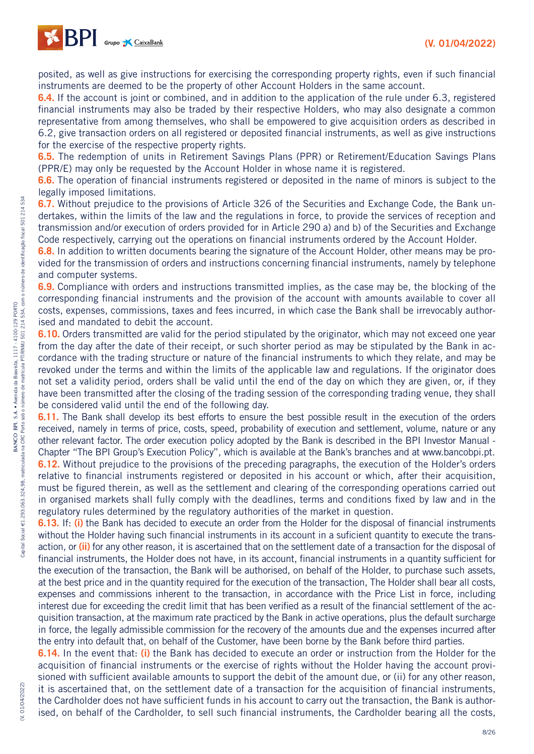posited, as well as give instructions for exercising the corresponding property rights, even if such financial instruments are deemed to be the property of other Account Holders in the same account.

**6.4.** If the account is joint or combined, and in addition to the application of the rule under 6.3, registered financial instruments may also be traded by their respective Holders, who may also designate a common representative from among themselves, who shall be empowered to give acquisition orders as described in 6.2, give transaction orders on all registered or deposited financial instruments, as well as give instructions for the exercise of the respective property rights.

**6.5.** The redemption of units in Retirement Savings Plans (PPR) or Retirement/Education Savings Plans (PPR/E) may only be requested by the Account Holder in whose name it is registered.

**6.6.** The operation of financial instruments registered or deposited in the name of minors is subject to the legally imposed limitations.

**6.7.** Without prejudice to the provisions of Article 326 of the Securities and Exchange Code, the Bank undertakes, within the limits of the law and the regulations in force, to provide the services of reception and transmission and/or execution of orders provided for in Article 290 a) and b) of the Securities and Exchange Code respectively, carrying out the operations on financial instruments ordered by the Account Holder.

**6.8.** In addition to written documents bearing the signature of the Account Holder, other means may be provided for the transmission of orders and instructions concerning financial instruments, namely by telephone and computer systems.

**6.9.** Compliance with orders and instructions transmitted implies, as the case may be, the blocking of the corresponding financial instruments and the provision of the account with amounts available to cover all costs, expenses, commissions, taxes and fees incurred, in which case the Bank shall be irrevocably authorised and mandated to debit the account.

**6.10.** Orders transmitted are valid for the period stipulated by the originator, which may not exceed one year from the day after the date of their receipt, or such shorter period as may be stipulated by the Bank in accordance with the trading structure or nature of the financial instruments to which they relate, and may be revoked under the terms and within the limits of the applicable law and regulations. If the originator does not set a validity period, orders shall be valid until the end of the day on which they are given, or, if they have been transmitted after the closing of the trading session of the corresponding trading venue, they shall be considered valid until the end of the following day.

**6.11.** The Bank shall develop its best efforts to ensure the best possible result in the execution of the orders received, namely in terms of price, costs, speed, probability of execution and settlement, volume, nature or any other relevant factor. The order execution policy adopted by the Bank is described in the BPI Investor Manual - Chapter "The BPI Group's Execution Policy", which is available at the Bank's branches and at www.bancobpi.pt.

**6.12.** Without prejudice to the provisions of the preceding paragraphs, the execution of the Holder's orders relative to financial instruments registered or deposited in his account or which, after their acquisition, must be figured therein, as well as the settlement and clearing of the corresponding operations carried out in organised markets shall fully comply with the deadlines, terms and conditions fixed by law and in the regulatory rules determined by the regulatory authorities of the market in question.

**6.13.** If: **(i)** the Bank has decided to execute an order from the Holder for the disposal of financial instruments without the Holder having such financial instruments in its account in a suficient quantity to execute the transaction, or **(ii)** for any other reason, it is ascertained that on the settlement date of a transaction for the disposal of financial instruments, the Holder does not have, in its account, financial instruments in a quantity sufficient for the execution of the transaction, the Bank will be authorised, on behalf of the Holder, to purchase such assets, at the best price and in the quantity required for the execution of the transaction, The Holder shall bear all costs, expenses and commissions inherent to the transaction, in accordance with the Price List in force, including interest due for exceeding the credit limit that has been verified as a result of the financial settlement of the acquisition transaction, at the maximum rate practiced by the Bank in active operations, plus the default surcharge in force, the legally admissible commission for the recovery of the amounts due and the expenses incurred after the entry into default that, on behalf of the Customer, have been borne by the Bank before third parties.

**6.14.** In the event that: **(i)** the Bank has decided to execute an order or instruction from the Holder for the acquisition of financial instruments or the exercise of rights without the Holder having the account provisioned with sufficient available amounts to support the debit of the amount due, or (ii) for any other reason, it is ascertained that, on the settlement date of a transaction for the acquisition of financial instruments, the Cardholder does not have sufficient funds in his account to carry out the transaction, the Bank is authorised, on behalf of the Cardholder, to sell such financial instruments, the Cardholder bearing all the costs,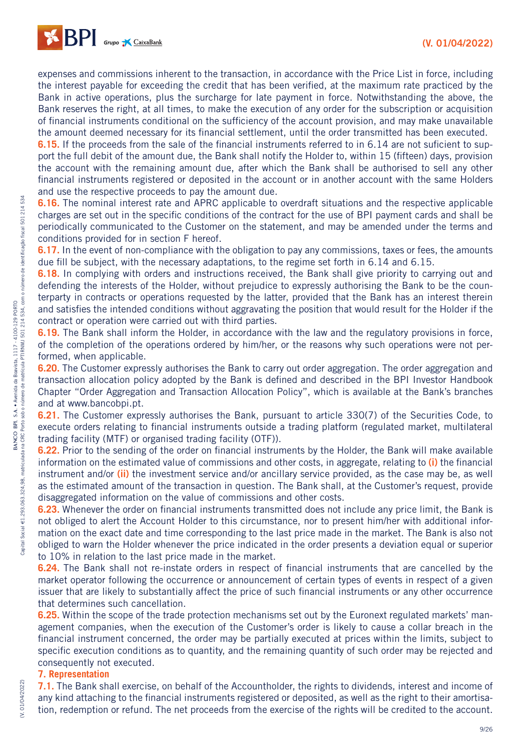expenses and commissions inherent to the transaction, in accordance with the Price List in force, including the interest payable for exceeding the credit that has been verified, at the maximum rate practiced by the Bank in active operations, plus the surcharge for late payment in force. Notwithstanding the above, the Bank reserves the right, at all times, to make the execution of any order for the subscription or acquisition of financial instruments conditional on the sufficiency of the account provision, and may make unavailable the amount deemed necessary for its financial settlement, until the order transmitted has been executed.

**6.15.** If the proceeds from the sale of the financial instruments referred to in 6.14 are not suficient to support the full debit of the amount due, the Bank shall notify the Holder to, within 15 (fifteen) days, provision the account with the remaining amount due, after which the Bank shall be authorised to sell any other financial instruments registered or deposited in the account or in another account with the same Holders and use the respective proceeds to pay the amount due.

**6.16.** The nominal interest rate and APRC applicable to overdraft situations and the respective applicable charges are set out in the specific conditions of the contract for the use of BPI payment cards and shall be periodically communicated to the Customer on the statement, and may be amended under the terms and conditions provided for in section F hereof.

**6.17.** In the event of non-compliance with the obligation to pay any commissions, taxes or fees, the amounts due fill be subject, with the necessary adaptations, to the regime set forth in 6.14 and 6.15.

**6.18.** In complying with orders and instructions received, the Bank shall give priority to carrying out and defending the interests of the Holder, without prejudice to expressly authorising the Bank to be the counterparty in contracts or operations requested by the latter, provided that the Bank has an interest therein and satisfies the intended conditions without aggravating the position that would result for the Holder if the contract or operation were carried out with third parties.

**6.19.** The Bank shall inform the Holder, in accordance with the law and the regulatory provisions in force, of the completion of the operations ordered by him/her, or the reasons why such operations were not performed, when applicable.

**6.20.** The Customer expressly authorises the Bank to carry out order aggregation. The order aggregation and transaction allocation policy adopted by the Bank is defined and described in the BPI Investor Handbook Chapter "Order Aggregation and Transaction Allocation Policy", which is available at the Bank's branches and at www.bancobpi.pt.

**6.21.** The Customer expressly authorises the Bank, pursuant to article 330(7) of the Securities Code, to execute orders relating to financial instruments outside a trading platform (regulated market, multilateral trading facility (MTF) or organised trading facility (OTF)).

**6.22.** Prior to the sending of the order on financial instruments by the Holder, the Bank will make available information on the estimated value of commissions and other costs, in aggregate, relating to **(i)** the financial instrument and/or **(ii)** the investment service and/or ancillary service provided, as the case may be, as well as the estimated amount of the transaction in question. The Bank shall, at the Customer's request, provide disaggregated information on the value of commissions and other costs.

**6.23.** Whenever the order on financial instruments transmitted does not include any price limit, the Bank is not obliged to alert the Account Holder to this circumstance, nor to present him/her with additional information on the exact date and time corresponding to the last price made in the market. The Bank is also not obliged to warn the Holder whenever the price indicated in the order presents a deviation equal or superior to 10% in relation to the last price made in the market.

**6.24.** The Bank shall not re-instate orders in respect of financial instruments that are cancelled by the market operator following the occurrence or announcement of certain types of events in respect of a given issuer that are likely to substantially affect the price of such financial instruments or any other occurrence that determines such cancellation.

**6.25.** Within the scope of the trade protection mechanisms set out by the Euronext regulated markets' management companies, when the execution of the Customer's order is likely to cause a collar breach in the financial instrument concerned, the order may be partially executed at prices within the limits, subject to specific execution conditions as to quantity, and the remaining quantity of such order may be rejected and consequently not executed.

## 7. Representation

**7.1.** The Bank shall exercise, on behalf of the Accountholder, the rights to dividends, interest and income of any kind attaching to the financial instruments registered or deposited, as well as the right to their amortisation, redemption or refund. The net proceeds from the exercise of the rights will be credited to the account.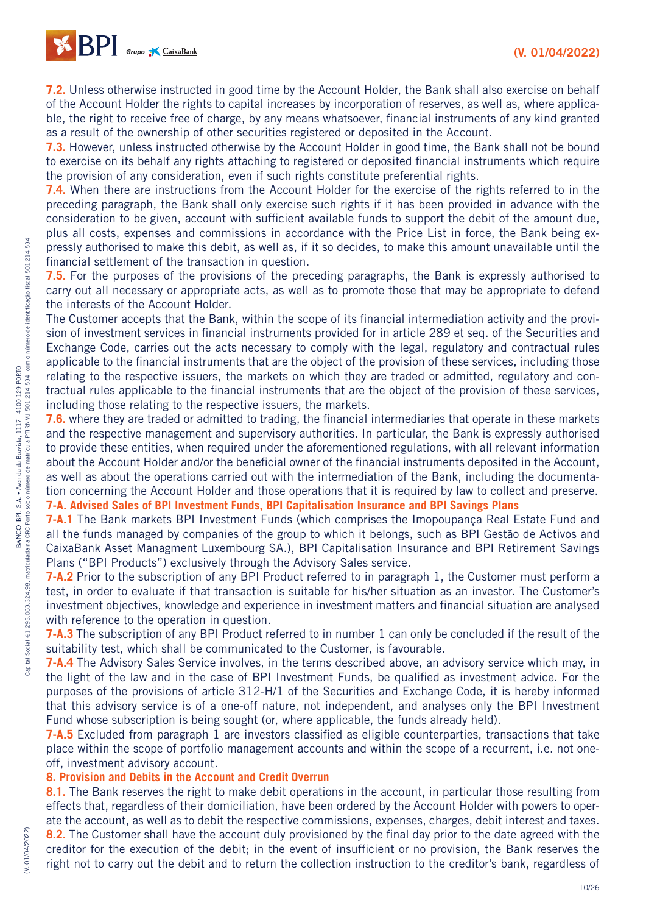**7.2.** Unless otherwise instructed in good time by the Account Holder, the Bank shall also exercise on behalf of the Account Holder the rights to capital increases by incorporation of reserves, as well as, where applicable, the right to receive free of charge, by any means whatsoever, financial instruments of any kind granted as a result of the ownership of other securities registered or deposited in the Account.

**7.3.** However, unless instructed otherwise by the Account Holder in good time, the Bank shall not be bound to exercise on its behalf any rights attaching to registered or deposited financial instruments which require the provision of any consideration, even if such rights constitute preferential rights.

**7.4.** When there are instructions from the Account Holder for the exercise of the rights referred to in the preceding paragraph, the Bank shall only exercise such rights if it has been provided in advance with the consideration to be given, account with sufficient available funds to support the debit of the amount due, plus all costs, expenses and commissions in accordance with the Price List in force, the Bank being expressly authorised to make this debit, as well as, if it so decides, to make this amount unavailable until the financial settlement of the transaction in question.

**7.5.** For the purposes of the provisions of the preceding paragraphs, the Bank is expressly authorised to carry out all necessary or appropriate acts, as well as to promote those that may be appropriate to defend the interests of the Account Holder.

The Customer accepts that the Bank, within the scope of its financial intermediation activity and the provision of investment services in financial instruments provided for in article 289 et seq. of the Securities and Exchange Code, carries out the acts necessary to comply with the legal, regulatory and contractual rules applicable to the financial instruments that are the object of the provision of these services, including those relating to the respective issuers, the markets on which they are traded or admitted, regulatory and contractual rules applicable to the financial instruments that are the object of the provision of these services, including those relating to the respective issuers, the markets.

**7.6.** where they are traded or admitted to trading, the financial intermediaries that operate in these markets and the respective management and supervisory authorities. In particular, the Bank is expressly authorised to provide these entities, when required under the aforementioned regulations, with all relevant information about the Account Holder and/or the beneficial owner of the financial instruments deposited in the Account, as well as about the operations carried out with the intermediation of the Bank, including the documentation concerning the Account Holder and those operations that it is required by law to collect and preserve.

## 7-A. Advised Sales of BPI Investment Funds, BPI Capitalisation Insurance and BPI Savings Plans

**7-A.1** The Bank markets BPI Investment Funds (which comprises the Imopoupança Real Estate Fund and all the funds managed by companies of the group to which it belongs, such as BPI Gestão de Activos and CaixaBank Asset Managment Luxembourg SA.), BPI Capitalisation Insurance and BPI Retirement Savings Plans ("BPI Products") exclusively through the Advisory Sales service.

**7-A.2** Prior to the subscription of any BPI Product referred to in paragraph 1, the Customer must perform a test, in order to evaluate if that transaction is suitable for his/her situation as an investor. The Customer's investment objectives, knowledge and experience in investment matters and financial situation are analysed with reference to the operation in question.

**7-A.3** The subscription of any BPI Product referred to in number 1 can only be concluded if the result of the suitability test, which shall be communicated to the Customer, is favourable.

**7-A.4** The Advisory Sales Service involves, in the terms described above, an advisory service which may, in the light of the law and in the case of BPI Investment Funds, be qualified as investment advice. For the purposes of the provisions of article 312-H/1 of the Securities and Exchange Code, it is hereby informed that this advisory service is of a one-off nature, not independent, and analyses only the BPI Investment Fund whose subscription is being sought (or, where applicable, the funds already held).

**7-A.5** Excluded from paragraph 1 are investors classified as eligible counterparties, transactions that take place within the scope of portfolio management accounts and within the scope of a recurrent, i.e. not one-off, investment advisory account.

## 8. Provision and Debits in the Account and Credit Overrun

**8.1.** The Bank reserves the right to make debit operations in the account, in particular those resulting from effects that, regardless of their domiciliation, have been ordered by the Account Holder with powers to operate the account, as well as to debit the respective commissions, expenses, charges, debit interest and taxes.

**8.2.** The Customer shall have the account duly provisioned by the final day prior to the date agreed with the creditor for the execution of the debit; in the event of insufficient or no provision, the Bank reserves the right not to carry out the debit and to return the collection instruction to the creditor's bank, regardless of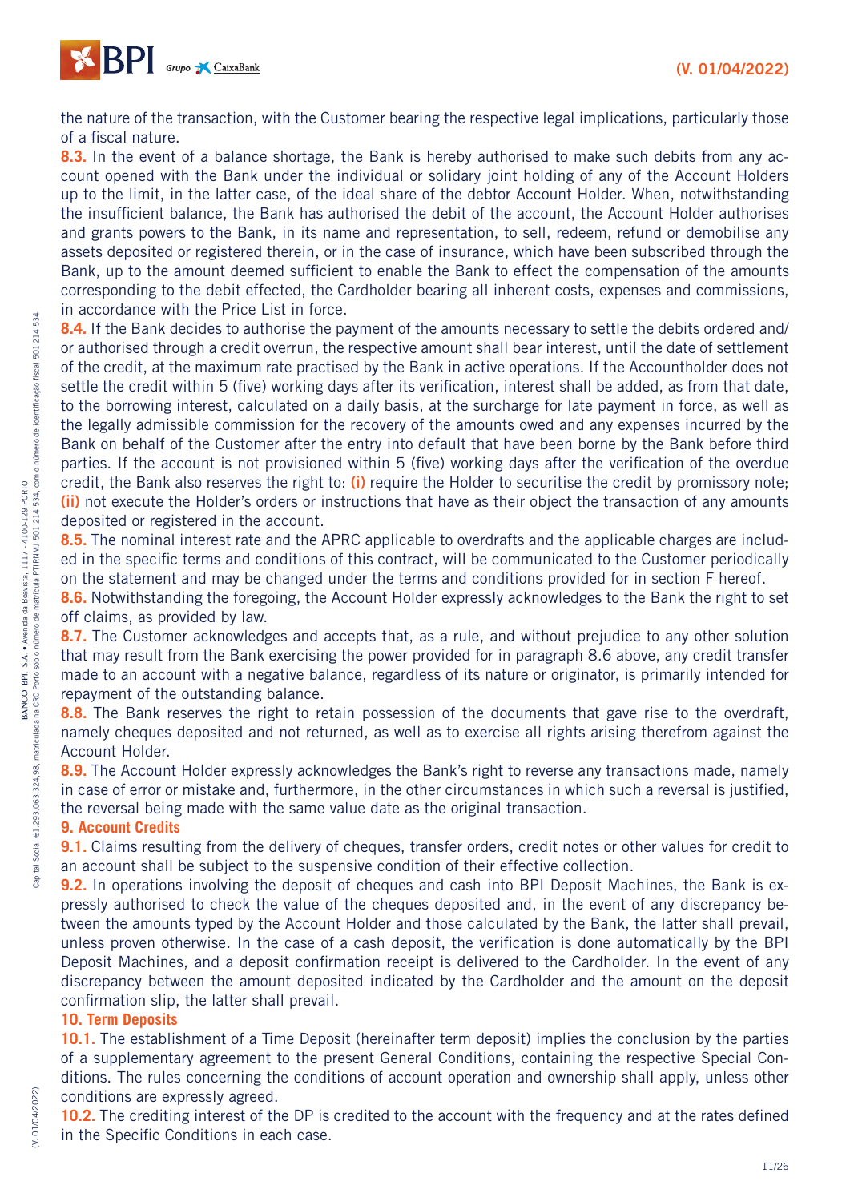the nature of the transaction, with the Customer bearing the respective legal implications, particularly those of a fiscal nature.

**8.3.** In the event of a balance shortage, the Bank is hereby authorised to make such debits from any account opened with the Bank under the individual or solidary joint holding of any of the Account Holders up to the limit, in the latter case, of the ideal share of the debtor Account Holder. When, notwithstanding the insufficient balance, the Bank has authorised the debit of the account, the Account Holder authorises and grants powers to the Bank, in its name and representation, to sell, redeem, refund or demobilise any assets deposited or registered therein, or in the case of insurance, which have been subscribed through the Bank, up to the amount deemed sufficient to enable the Bank to effect the compensation of the amounts corresponding to the debit effected, the Cardholder bearing all inherent costs, expenses and commissions, in accordance with the Price List in force.

**8.4.** If the Bank decides to authorise the payment of the amounts necessary to settle the debits ordered and/or authorised through a credit overrun, the respective amount shall bear interest, until the date of settlement of the credit, at the maximum rate practised by the Bank in active operations. If the Accountholder does not settle the credit within 5 (five) working days after its verification, interest shall be added, as from that date, to the borrowing interest, calculated on a daily basis, at the surcharge for late payment in force, as well as the legally admissible commission for the recovery of the amounts owed and any expenses incurred by the Bank on behalf of the Customer after the entry into default that have been borne by the Bank before third parties. If the account is not provisioned within 5 (five) working days after the verification of the overdue credit, the Bank also reserves the right to: **(i)** require the Holder to securitise the credit by promissory note; **(ii)** not execute the Holder's orders or instructions that have as their object the transaction of any amounts deposited or registered in the account.

**8.5.** The nominal interest rate and the APRC applicable to overdrafts and the applicable charges are included in the specific terms and conditions of this contract, will be communicated to the Customer periodically on the statement and may be changed under the terms and conditions provided for in section F hereof.

**8.6.** Notwithstanding the foregoing, the Account Holder expressly acknowledges to the Bank the right to set off claims, as provided by law.

**8.7.** The Customer acknowledges and accepts that, as a rule, and without prejudice to any other solution that may result from the Bank exercising the power provided for in paragraph 8.6 above, any credit transfer made to an account with a negative balance, regardless of its nature or originator, is primarily intended for repayment of the outstanding balance.

**8.8.** The Bank reserves the right to retain possession of the documents that gave rise to the overdraft, namely cheques deposited and not returned, as well as to exercise all rights arising therefrom against the Account Holder.

**8.9.** The Account Holder expressly acknowledges the Bank's right to reverse any transactions made, namely in case of error or mistake and, furthermore, in the other circumstances in which such a reversal is justified, the reversal being made with the same value date as the original transaction.

### 9. Account Credits

**9.1.** Claims resulting from the delivery of cheques, transfer orders, credit notes or other values for credit to an account shall be subject to the suspensive condition of their effective collection.

**9.2.** In operations involving the deposit of cheques and cash into BPI Deposit Machines, the Bank is expressly authorised to check the value of the cheques deposited and, in the event of any discrepancy between the amounts typed by the Account Holder and those calculated by the Bank, the latter shall prevail, unless proven otherwise. In the case of a cash deposit, the verification is done automatically by the BPI Deposit Machines, and a deposit confirmation receipt is delivered to the Cardholder. In the event of any discrepancy between the amount deposited indicated by the Cardholder and the amount on the deposit confirmation slip, the latter shall prevail.

### 10. Term Deposits

**10.1.** The establishment of a Time Deposit (hereinafter term deposit) implies the conclusion by the parties of a supplementary agreement to the present General Conditions, containing the respective Special Conditions. The rules concerning the conditions of account operation and ownership shall apply, unless other conditions are expressly agreed.

**10.2.** The crediting interest of the DP is credited to the account with the frequency and at the rates defined in the Specific Conditions in each case.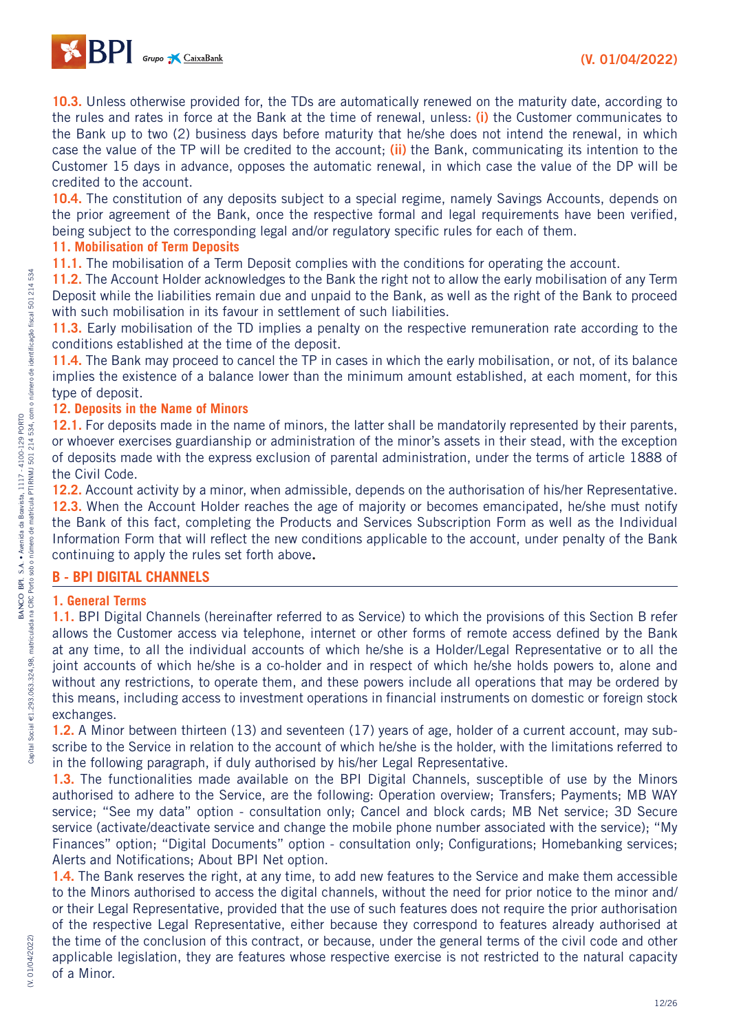**10.3.** Unless otherwise provided for, the TDs are automatically renewed on the maturity date, according to the rules and rates in force at the Bank at the time of renewal, unless: **(i)** the Customer communicates to the Bank up to two (2) business days before maturity that he/she does not intend the renewal, in which case the value of the TP will be credited to the account; **(ii)** the Bank, communicating its intention to the Customer 15 days in advance, opposes the automatic renewal, in which case the value of the DP will be credited to the account.

**10.4.** The constitution of any deposits subject to a special regime, namely Savings Accounts, depends on the prior agreement of the Bank, once the respective formal and legal requirements have been verified, being subject to the corresponding legal and/or regulatory specific rules for each of them.

### 11. Mobilisation of Term Deposits

**11.1.** The mobilisation of a Term Deposit complies with the conditions for operating the account.

**11.2.** The Account Holder acknowledges to the Bank the right not to allow the early mobilisation of any Term Deposit while the liabilities remain due and unpaid to the Bank, as well as the right of the Bank to proceed with such mobilisation in its favour in settlement of such liabilities.

**11.3.** Early mobilisation of the TD implies a penalty on the respective remuneration rate according to the conditions established at the time of the deposit.

**11.4.** The Bank may proceed to cancel the TP in cases in which the early mobilisation, or not, of its balance implies the existence of a balance lower than the minimum amount established, at each moment, for this type of deposit.

### 12. Deposits in the Name of Minors

**12.1.** For deposits made in the name of minors, the latter shall be mandatorily represented by their parents, or whoever exercises guardianship or administration of the minor's assets in their stead, with the exception of deposits made with the express exclusion of parental administration, under the terms of article 1888 of the Civil Code.

**12.2.** Account activity by a minor, when admissible, depends on the authorisation of his/her Representative.

**12.3.** When the Account Holder reaches the age of majority or becomes emancipated, he/she must notify the Bank of this fact, completing the Products and Services Subscription Form as well as the Individual Information Form that will reflect the new conditions applicable to the account, under penalty of the Bank continuing to apply the rules set forth above**.**

## B - BPI DIGITAL CHANNELS

### 1. General Terms

**1.1.** BPI Digital Channels (hereinafter referred to as Service) to which the provisions of this Section B refer allows the Customer access via telephone, internet or other forms of remote access defined by the Bank at any time, to all the individual accounts of which he/she is a Holder/Legal Representative or to all the joint accounts of which he/she is a co-holder and in respect of which he/she holds powers to, alone and without any restrictions, to operate them, and these powers include all operations that may be ordered by this means, including access to investment operations in financial instruments on domestic or foreign stock exchanges.

**1.2.** A Minor between thirteen (13) and seventeen (17) years of age, holder of a current account, may subscribe to the Service in relation to the account of which he/she is the holder, with the limitations referred to in the following paragraph, if duly authorised by his/her Legal Representative.

**1.3.** The functionalities made available on the BPI Digital Channels, susceptible of use by the Minors authorised to adhere to the Service, are the following: Operation overview; Transfers; Payments; MB WAY service; "See my data" option - consultation only; Cancel and block cards; MB Net service; 3D Secure service (activate/deactivate service and change the mobile phone number associated with the service); "My Finances" option; "Digital Documents" option - consultation only; Configurations; Homebanking services; Alerts and Notifications; About BPI Net option.

**1.4.** The Bank reserves the right, at any time, to add new features to the Service and make them accessible to the Minors authorised to access the digital channels, without the need for prior notice to the minor and/or their Legal Representative, provided that the use of such features does not require the prior authorisation of the respective Legal Representative, either because they correspond to features already authorised at the time of the conclusion of this contract, or because, under the general terms of the civil code and other applicable legislation, they are features whose respective exercise is not restricted to the natural capacity of a Minor.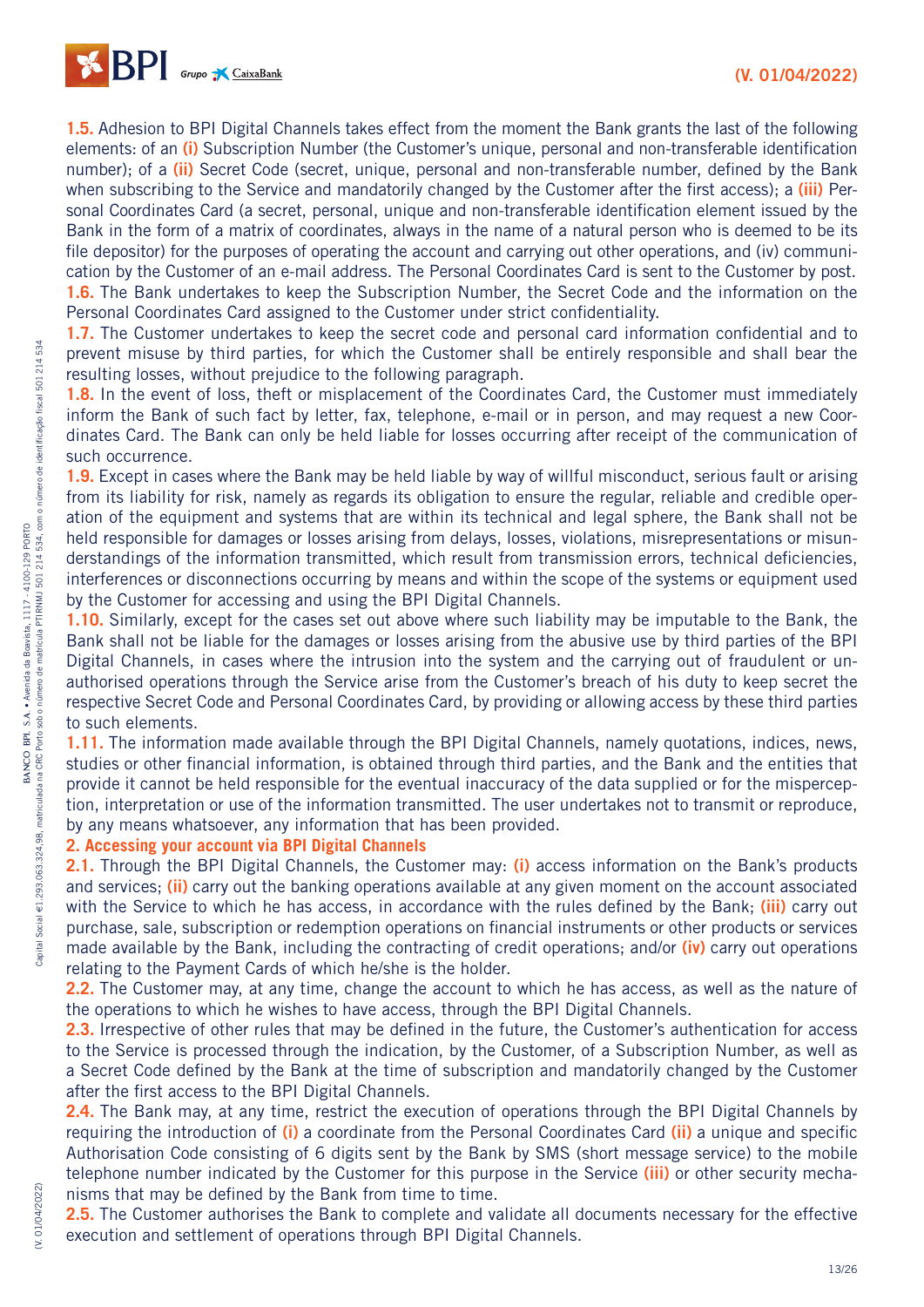**1.5.** Adhesion to BPI Digital Channels takes effect from the moment the Bank grants the last of the following elements: of an **(i)** Subscription Number (the Customer's unique, personal and non-transferable identification number); of a **(ii)** Secret Code (secret, unique, personal and non-transferable number, defined by the Bank when subscribing to the Service and mandatorily changed by the Customer after the first access); a **(iii)** Personal Coordinates Card (a secret, personal, unique and non-transferable identification element issued by the Bank in the form of a matrix of coordinates, always in the name of a natural person who is deemed to be its file depositor) for the purposes of operating the account and carrying out other operations, and (iv) communication by the Customer of an e-mail address. The Personal Coordinates Card is sent to the Customer by post.

**1.6.** The Bank undertakes to keep the Subscription Number, the Secret Code and the information on the Personal Coordinates Card assigned to the Customer under strict confidentiality.

**1.7.** The Customer undertakes to keep the secret code and personal card information confidential and to prevent misuse by third parties, for which the Customer shall be entirely responsible and shall bear the resulting losses, without prejudice to the following paragraph.

**1.8.** In the event of loss, theft or misplacement of the Coordinates Card, the Customer must immediately inform the Bank of such fact by letter, fax, telephone, e-mail or in person, and may request a new Coordinates Card. The Bank can only be held liable for losses occurring after receipt of the communication of such occurrence.

**1.9.** Except in cases where the Bank may be held liable by way of willful misconduct, serious fault or arising from its liability for risk, namely as regards its obligation to ensure the regular, reliable and credible operation of the equipment and systems that are within its technical and legal sphere, the Bank shall not be held responsible for damages or losses arising from delays, losses, violations, misrepresentations or misunderstandings of the information transmitted, which result from transmission errors, technical deficiencies, interferences or disconnections occurring by means and within the scope of the systems or equipment used by the Customer for accessing and using the BPI Digital Channels.

**1.10.** Similarly, except for the cases set out above where such liability may be imputable to the Bank, the Bank shall not be liable for the damages or losses arising from the abusive use by third parties of the BPI Digital Channels, in cases where the intrusion into the system and the carrying out of fraudulent or unauthorised operations through the Service arise from the Customer's breach of his duty to keep secret the respective Secret Code and Personal Coordinates Card, by providing or allowing access by these third parties to such elements.

**1.11.** The information made available through the BPI Digital Channels, namely quotations, indices, news, studies or other financial information, is obtained through third parties, and the Bank and the entities that provide it cannot be held responsible for the eventual inaccuracy of the data supplied or for the misperception, interpretation or use of the information transmitted. The user undertakes not to transmit or reproduce, by any means whatsoever, any information that has been provided.

## 2. Accessing your account via BPI Digital Channels

**2.1.** Through the BPI Digital Channels, the Customer may: **(i)** access information on the Bank's products and services; **(ii)** carry out the banking operations available at any given moment on the account associated with the Service to which he has access, in accordance with the rules defined by the Bank; **(iii)** carry out purchase, sale, subscription or redemption operations on financial instruments or other products or services made available by the Bank, including the contracting of credit operations; and/or **(iv)** carry out operations relating to the Payment Cards of which he/she is the holder.

**2.2.** The Customer may, at any time, change the account to which he has access, as well as the nature of the operations to which he wishes to have access, through the BPI Digital Channels.

**2.3.** Irrespective of other rules that may be defined in the future, the Customer's authentication for access to the Service is processed through the indication, by the Customer, of a Subscription Number, as well as a Secret Code defined by the Bank at the time of subscription and mandatorily changed by the Customer after the first access to the BPI Digital Channels.

**2.4.** The Bank may, at any time, restrict the execution of operations through the BPI Digital Channels by requiring the introduction of **(i)** a coordinate from the Personal Coordinates Card **(ii)** a unique and specific Authorisation Code consisting of 6 digits sent by the Bank by SMS (short message service) to the mobile telephone number indicated by the Customer for this purpose in the Service **(iii)** or other security mechanisms that may be defined by the Bank from time to time.

**2.5.** The Customer authorises the Bank to complete and validate all documents necessary for the effective execution and settlement of operations through BPI Digital Channels.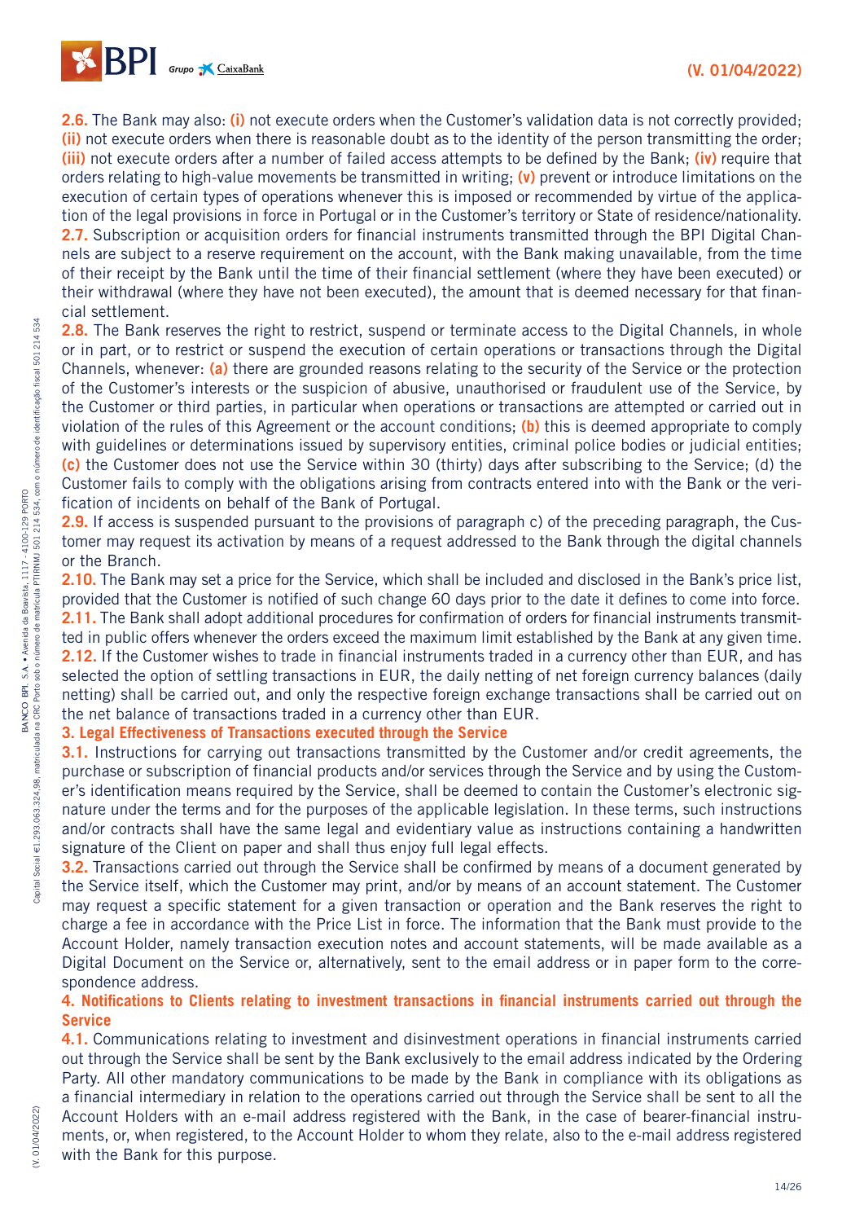**2.6.** The Bank may also: **(i)** not execute orders when the Customer's validation data is not correctly provided; **(ii)** not execute orders when there is reasonable doubt as to the identity of the person transmitting the order; **(iii)** not execute orders after a number of failed access attempts to be defined by the Bank; **(iv)** require that orders relating to high-value movements be transmitted in writing; **(v)** prevent or introduce limitations on the execution of certain types of operations whenever this is imposed or recommended by virtue of the application of the legal provisions in force in Portugal or in the Customer's territory or State of residence/nationality.

**2.7.** Subscription or acquisition orders for financial instruments transmitted through the BPI Digital Channels are subject to a reserve requirement on the account, with the Bank making unavailable, from the time of their receipt by the Bank until the time of their financial settlement (where they have been executed) or their withdrawal (where they have not been executed), the amount that is deemed necessary for that financial settlement.

**2.8.** The Bank reserves the right to restrict, suspend or terminate access to the Digital Channels, in whole or in part, or to restrict or suspend the execution of certain operations or transactions through the Digital Channels, whenever: **(a)** there are grounded reasons relating to the security of the Service or the protection of the Customer's interests or the suspicion of abusive, unauthorised or fraudulent use of the Service, by the Customer or third parties, in particular when operations or transactions are attempted or carried out in violation of the rules of this Agreement or the account conditions; **(b)** this is deemed appropriate to comply with guidelines or determinations issued by supervisory entities, criminal police bodies or judicial entities; **(c)** the Customer does not use the Service within 30 (thirty) days after subscribing to the Service; (d) the Customer fails to comply with the obligations arising from contracts entered into with the Bank or the verification of incidents on behalf of the Bank of Portugal.

**2.9.** If access is suspended pursuant to the provisions of paragraph c) of the preceding paragraph, the Customer may request its activation by means of a request addressed to the Bank through the digital channels or the Branch.

**2.10.** The Bank may set a price for the Service, which shall be included and disclosed in the Bank's price list, provided that the Customer is notified of such change 60 days prior to the date it defines to come into force.

**2.11.** The Bank shall adopt additional procedures for confirmation of orders for financial instruments transmitted in public offers whenever the orders exceed the maximum limit established by the Bank at any given time.

**2.12.** If the Customer wishes to trade in financial instruments traded in a currency other than EUR, and has selected the option of settling transactions in EUR, the daily netting of net foreign currency balances (daily netting) shall be carried out, and only the respective foreign exchange transactions shall be carried out on the net balance of transactions traded in a currency other than EUR.

## 3. Legal Effectiveness of Transactions executed through the Service

**3.1.** Instructions for carrying out transactions transmitted by the Customer and/or credit agreements, the purchase or subscription of financial products and/or services through the Service and by using the Customer's identification means required by the Service, shall be deemed to contain the Customer's electronic signature under the terms and for the purposes of the applicable legislation. In these terms, such instructions and/or contracts shall have the same legal and evidentiary value as instructions containing a handwritten signature of the Client on paper and shall thus enjoy full legal effects.

**3.2.** Transactions carried out through the Service shall be confirmed by means of a document generated by the Service itself, which the Customer may print, and/or by means of an account statement. The Customer may request a specific statement for a given transaction or operation and the Bank reserves the right to charge a fee in accordance with the Price List in force. The information that the Bank must provide to the Account Holder, namely transaction execution notes and account statements, will be made available as a Digital Document on the Service or, alternatively, sent to the email address or in paper form to the correspondence address.

## 4. Notifications to Clients relating to investment transactions in financial instruments carried out through the Service

**4.1.** Communications relating to investment and disinvestment operations in financial instruments carried out through the Service shall be sent by the Bank exclusively to the email address indicated by the Ordering Party. All other mandatory communications to be made by the Bank in compliance with its obligations as a financial intermediary in relation to the operations carried out through the Service shall be sent to all the Account Holders with an e-mail address registered with the Bank, in the case of bearer-financial instruments, or, when registered, to the Account Holder to whom they relate, also to the e-mail address registered with the Bank for this purpose.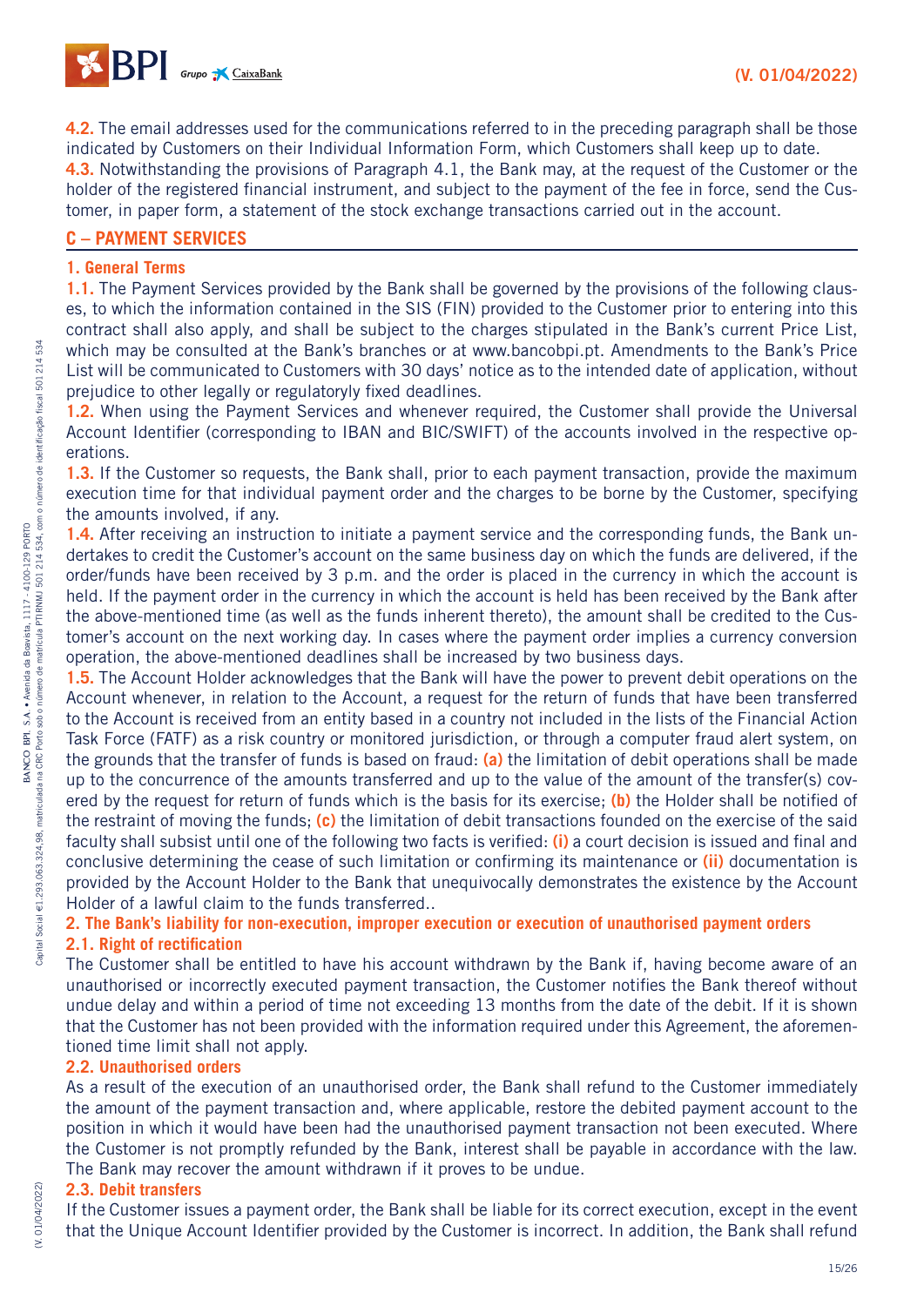**4.2.** The email addresses used for the communications referred to in the preceding paragraph shall be those indicated by Customers on their Individual Information Form, which Customers shall keep up to date.

**4.3.** Notwithstanding the provisions of Paragraph 4.1, the Bank may, at the request of the Customer or the holder of the registered financial instrument, and subject to the payment of the fee in force, send the Customer, in paper form, a statement of the stock exchange transactions carried out in the account.

## C – PAYMENT SERVICES

### 1. General Terms

**1.1.** The Payment Services provided by the Bank shall be governed by the provisions of the following clauses, to which the information contained in the SIS (FIN) provided to the Customer prior to entering into this contract shall also apply, and shall be subject to the charges stipulated in the Bank's current Price List, which may be consulted at the Bank's branches or at www.bancobpi.pt. Amendments to the Bank's Price List will be communicated to Customers with 30 days' notice as to the intended date of application, without prejudice to other legally or regulatoryly fixed deadlines.

**1.2.** When using the Payment Services and whenever required, the Customer shall provide the Universal Account Identifier (corresponding to IBAN and BIC/SWIFT) of the accounts involved in the respective operations.

**1.3.** If the Customer so requests, the Bank shall, prior to each payment transaction, provide the maximum execution time for that individual payment order and the charges to be borne by the Customer, specifying the amounts involved, if any.

**1.4.** After receiving an instruction to initiate a payment service and the corresponding funds, the Bank undertakes to credit the Customer's account on the same business day on which the funds are delivered, if the order/funds have been received by 3 p.m. and the order is placed in the currency in which the account is held. If the payment order in the currency in which the account is held has been received by the Bank after the above-mentioned time (as well as the funds inherent thereto), the amount shall be credited to the Customer's account on the next working day. In cases where the payment order implies a currency conversion operation, the above-mentioned deadlines shall be increased by two business days.

**1.5.** The Account Holder acknowledges that the Bank will have the power to prevent debit operations on the Account whenever, in relation to the Account, a request for the return of funds that have been transferred to the Account is received from an entity based in a country not included in the lists of the Financial Action Task Force (FATF) as a risk country or monitored jurisdiction, or through a computer fraud alert system, on the grounds that the transfer of funds is based on fraud: **(a)** the limitation of debit operations shall be made up to the concurrence of the amounts transferred and up to the value of the amount of the transfer(s) covered by the request for return of funds which is the basis for its exercise; **(b)** the Holder shall be notified of the restraint of moving the funds; **(c)** the limitation of debit transactions founded on the exercise of the said faculty shall subsist until one of the following two facts is verified: **(i)** a court decision is issued and final and conclusive determining the cease of such limitation or confirming its maintenance or **(ii)** documentation is provided by the Account Holder to the Bank that unequivocally demonstrates the existence by the Account Holder of a lawful claim to the funds transferred..

### 2. The Bank's liability for non-execution, improper execution or execution of unauthorised payment orders

#### 2.1. Right of rectification

The Customer shall be entitled to have his account withdrawn by the Bank if, having become aware of an unauthorised or incorrectly executed payment transaction, the Customer notifies the Bank thereof without undue delay and within a period of time not exceeding 13 months from the date of the debit. If it is shown that the Customer has not been provided with the information required under this Agreement, the aforementioned time limit shall not apply.

#### 2.2. Unauthorised orders

As a result of the execution of an unauthorised order, the Bank shall refund to the Customer immediately the amount of the payment transaction and, where applicable, restore the debited payment account to the position in which it would have been had the unauthorised payment transaction not been executed. Where the Customer is not promptly refunded by the Bank, interest shall be payable in accordance with the law. The Bank may recover the amount withdrawn if it proves to be undue.

#### 2.3. Debit transfers

If the Customer issues a payment order, the Bank shall be liable for its correct execution, except in the event that the Unique Account Identifier provided by the Customer is incorrect. In addition, the Bank shall refund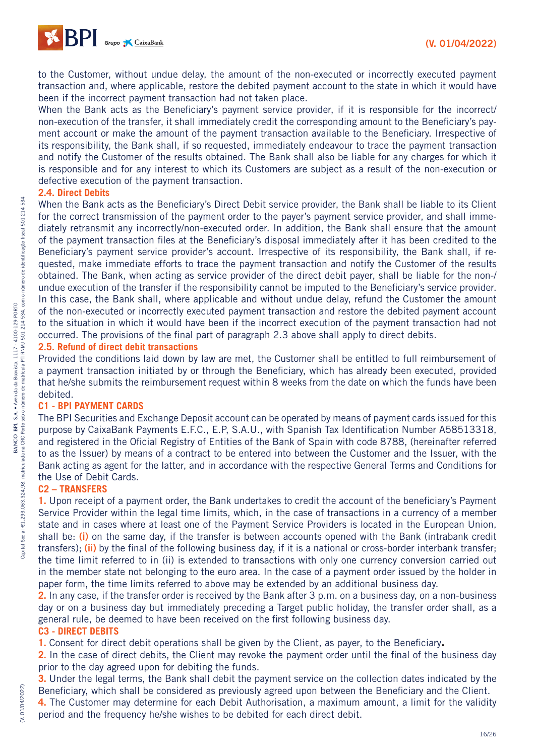to the Customer, without undue delay, the amount of the non-executed or incorrectly executed payment transaction and, where applicable, restore the debited payment account to the state in which it would have been if the incorrect payment transaction had not taken place.

When the Bank acts as the Beneficiary's payment service provider, if it is responsible for the incorrect/non-execution of the transfer, it shall immediately credit the corresponding amount to the Beneficiary's payment account or make the amount of the payment transaction available to the Beneficiary. Irrespective of its responsibility, the Bank shall, if so requested, immediately endeavour to trace the payment transaction and notify the Customer of the results obtained. The Bank shall also be liable for any charges for which it is responsible and for any interest to which its Customers are subject as a result of the non-execution or defective execution of the payment transaction.

### 2.4. Direct Debits

When the Bank acts as the Beneficiary's Direct Debit service provider, the Bank shall be liable to its Client for the correct transmission of the payment order to the payer's payment service provider, and shall immediately retransmit any incorrectly/non-executed order. In addition, the Bank shall ensure that the amount of the payment transaction files at the Beneficiary's disposal immediately after it has been credited to the Beneficiary's payment service provider's account. Irrespective of its responsibility, the Bank shall, if requested, make immediate efforts to trace the payment transaction and notify the Customer of the results obtained. The Bank, when acting as service provider of the direct debit payer, shall be liable for the non-/undue execution of the transfer if the responsibility cannot be imputed to the Beneficiary's service provider. In this case, the Bank shall, where applicable and without undue delay, refund the Customer the amount of the non-executed or incorrectly executed payment transaction and restore the debited payment account to the situation in which it would have been if the incorrect execution of the payment transaction had not occurred. The provisions of the final part of paragraph 2.3 above shall apply to direct debits.

### 2.5. Refund of direct debit transactions

Provided the conditions laid down by law are met, the Customer shall be entitled to full reimbursement of a payment transaction initiated by or through the Beneficiary, which has already been executed, provided that he/she submits the reimbursement request within 8 weeks from the date on which the funds have been debited.

## C1 - BPI PAYMENT CARDS

The BPI Securities and Exchange Deposit account can be operated by means of payment cards issued for this purpose by CaixaBank Payments E.F.C., E.P, S.A.U., with Spanish Tax Identification Number A58513318, and registered in the Oficial Registry of Entities of the Bank of Spain with code 8788, (hereinafter referred to as the Issuer) by means of a contract to be entered into between the Customer and the Issuer, with the Bank acting as agent for the latter, and in accordance with the respective General Terms and Conditions for the Use of Debit Cards.

## C2 – TRANSFERS

**1.** Upon receipt of a payment order, the Bank undertakes to credit the account of the beneficiary's Payment Service Provider within the legal time limits, which, in the case of transactions in a currency of a member state and in cases where at least one of the Payment Service Providers is located in the European Union, shall be: **(i)** on the same day, if the transfer is between accounts opened with the Bank (intrabank credit transfers); **(ii)** by the final of the following business day, if it is a national or cross-border interbank transfer; the time limit referred to in (ii) is extended to transactions with only one currency conversion carried out in the member state not belonging to the euro area. In the case of a payment order issued by the holder in paper form, the time limits referred to above may be extended by an additional business day.

**2.** In any case, if the transfer order is received by the Bank after 3 p.m. on a business day, on a non-business day or on a business day but immediately preceding a Target public holiday, the transfer order shall, as a general rule, be deemed to have been received on the first following business day.

## C3 - DIRECT DEBITS

**1.** Consent for direct debit operations shall be given by the Client, as payer, to the Beneficiary**.**

**2.** In the case of direct debits, the Client may revoke the payment order until the final of the business day prior to the day agreed upon for debiting the funds.

**3.** Under the legal terms, the Bank shall debit the payment service on the collection dates indicated by the Beneficiary, which shall be considered as previously agreed upon between the Beneficiary and the Client.

**4.** The Customer may determine for each Debit Authorisation, a maximum amount, a limit for the validity period and the frequency he/she wishes to be debited for each direct debit.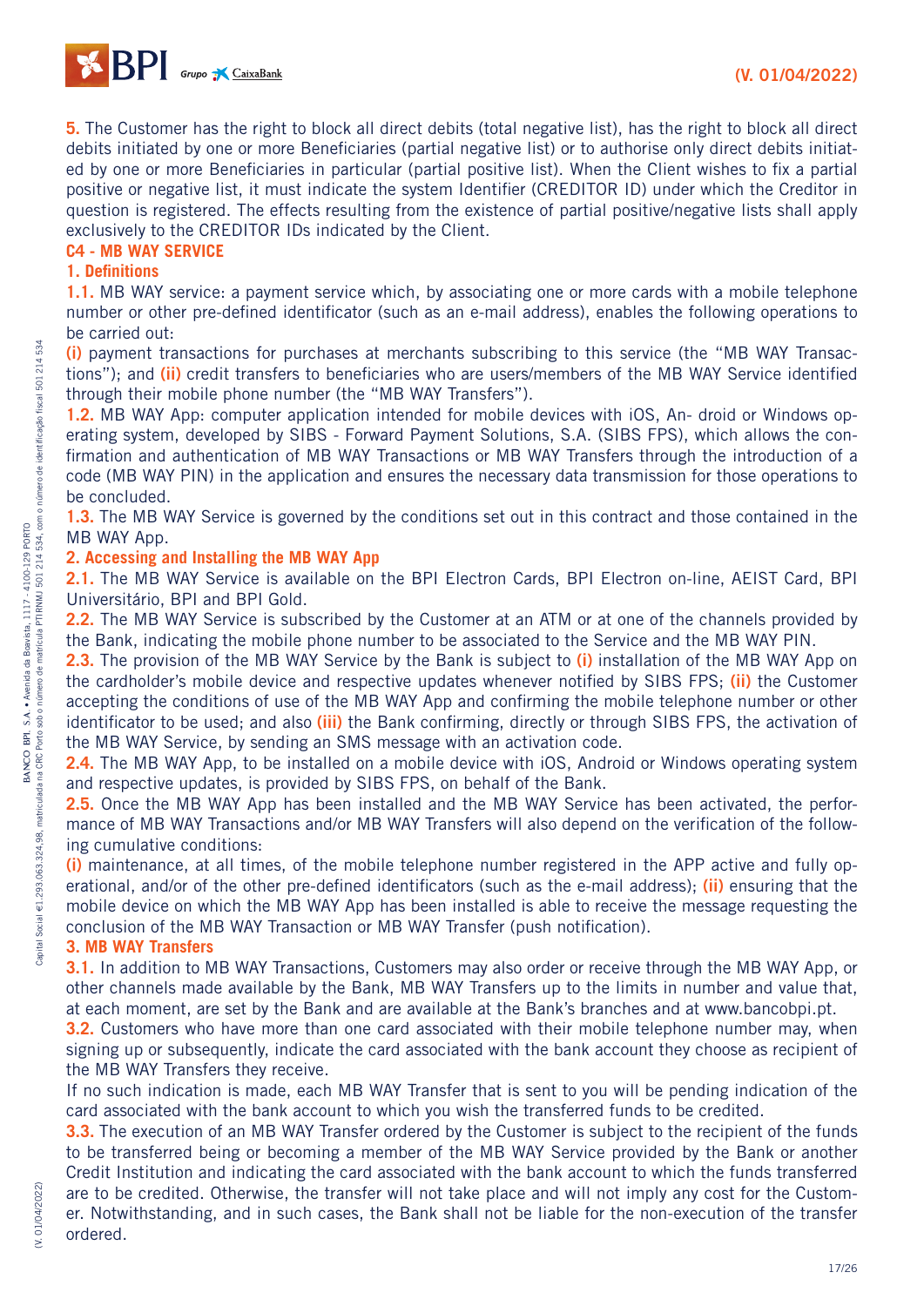**5.** The Customer has the right to block all direct debits (total negative list), has the right to block all direct debits initiated by one or more Beneficiaries (partial negative list) or to authorise only direct debits initiated by one or more Beneficiaries in particular (partial positive list). When the Client wishes to fix a partial positive or negative list, it must indicate the system Identifier (CREDITOR ID) under which the Creditor in question is registered. The effects resulting from the existence of partial positive/negative lists shall apply exclusively to the CREDITOR IDs indicated by the Client.

## C4 - MB WAY SERVICE

### 1. Definitions

**1.1.** MB WAY service: a payment service which, by associating one or more cards with a mobile telephone number or other pre-defined identificator (such as an e-mail address), enables the following operations to be carried out:

**(i)** payment transactions for purchases at merchants subscribing to this service (the "MB WAY Transactions"); and **(ii)** credit transfers to beneficiaries who are users/members of the MB WAY Service identified through their mobile phone number (the "MB WAY Transfers").

**1.2.** MB WAY App: computer application intended for mobile devices with iOS, An- droid or Windows operating system, developed by SIBS - Forward Payment Solutions, S.A. (SIBS FPS), which allows the confirmation and authentication of MB WAY Transactions or MB WAY Transfers through the introduction of a code (MB WAY PIN) in the application and ensures the necessary data transmission for those operations to be concluded.

**1.3.** The MB WAY Service is governed by the conditions set out in this contract and those contained in the MB WAY App.

### 2. Accessing and Installing the MB WAY App

**2.1.** The MB WAY Service is available on the BPI Electron Cards, BPI Electron on-line, AEIST Card, BPI Universitário, BPI and BPI Gold.

**2.2.** The MB WAY Service is subscribed by the Customer at an ATM or at one of the channels provided by the Bank, indicating the mobile phone number to be associated to the Service and the MB WAY PIN.

**2.3.** The provision of the MB WAY Service by the Bank is subject to **(i)** installation of the MB WAY App on the cardholder's mobile device and respective updates whenever notified by SIBS FPS; **(ii)** the Customer accepting the conditions of use of the MB WAY App and confirming the mobile telephone number or other identificator to be used; and also **(iii)** the Bank confirming, directly or through SIBS FPS, the activation of the MB WAY Service, by sending an SMS message with an activation code.

**2.4.** The MB WAY App, to be installed on a mobile device with iOS, Android or Windows operating system and respective updates, is provided by SIBS FPS, on behalf of the Bank.

**2.5.** Once the MB WAY App has been installed and the MB WAY Service has been activated, the performance of MB WAY Transactions and/or MB WAY Transfers will also depend on the verification of the following cumulative conditions:

**(i)** maintenance, at all times, of the mobile telephone number registered in the APP active and fully operational, and/or of the other pre-defined identificators (such as the e-mail address); **(ii)** ensuring that the mobile device on which the MB WAY App has been installed is able to receive the message requesting the conclusion of the MB WAY Transaction or MB WAY Transfer (push notification).

### 3. MB WAY Transfers

**3.1.** In addition to MB WAY Transactions, Customers may also order or receive through the MB WAY App, or other channels made available by the Bank, MB WAY Transfers up to the limits in number and value that, at each moment, are set by the Bank and are available at the Bank's branches and at www.bancobpi.pt.

**3.2.** Customers who have more than one card associated with their mobile telephone number may, when signing up or subsequently, indicate the card associated with the bank account they choose as recipient of the MB WAY Transfers they receive.

If no such indication is made, each MB WAY Transfer that is sent to you will be pending indication of the card associated with the bank account to which you wish the transferred funds to be credited.

**3.3.** The execution of an MB WAY Transfer ordered by the Customer is subject to the recipient of the funds to be transferred being or becoming a member of the MB WAY Service provided by the Bank or another Credit Institution and indicating the card associated with the bank account to which the funds transferred are to be credited. Otherwise, the transfer will not take place and will not imply any cost for the Customer. Notwithstanding, and in such cases, the Bank shall not be liable for the non-execution of the transfer ordered.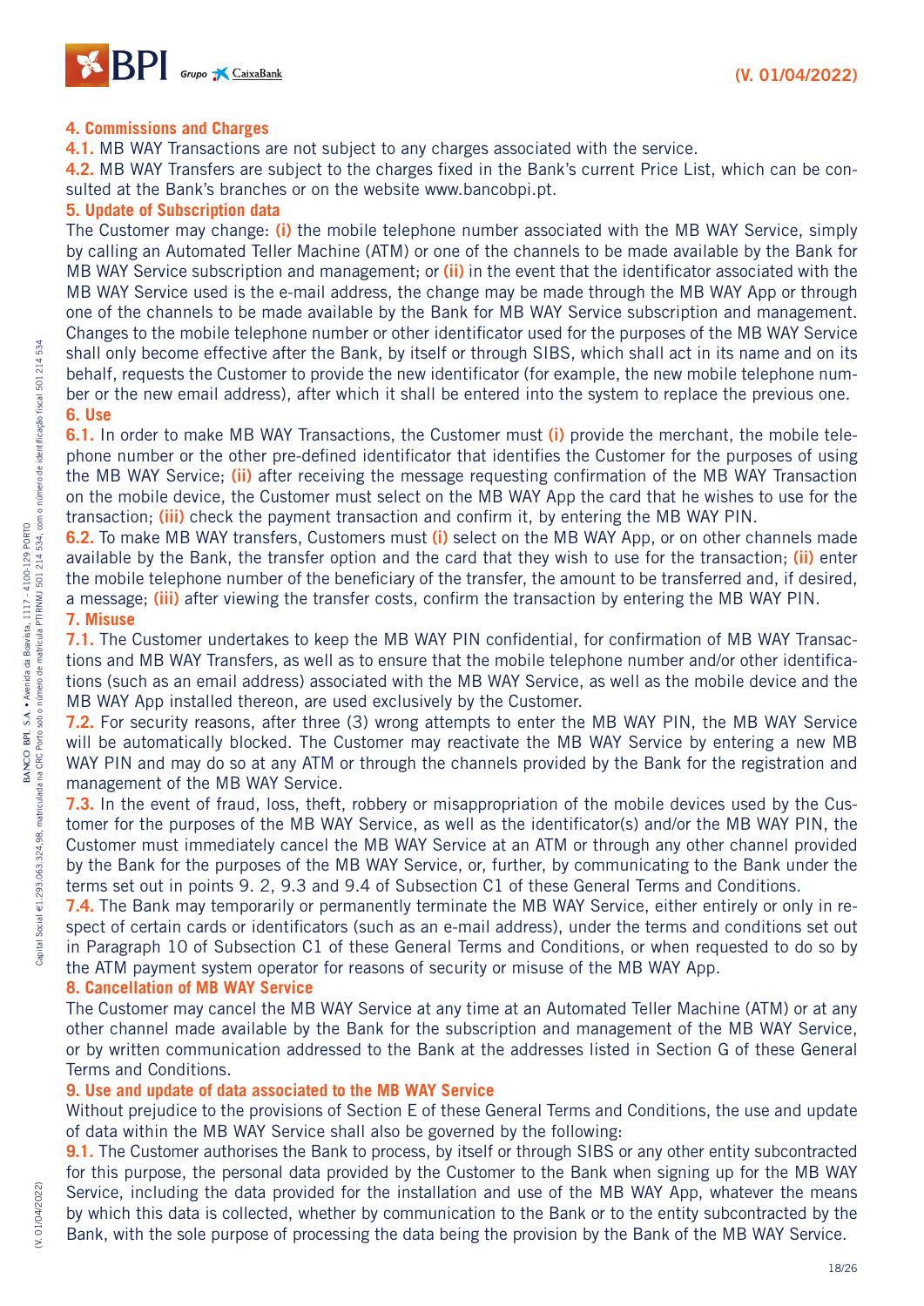## 4. Commissions and Charges

**4.1.** MB WAY Transactions are not subject to any charges associated with the service.

**4.2.** MB WAY Transfers are subject to the charges fixed in the Bank's current Price List, which can be consulted at the Bank's branches or on the website www.bancobpi.pt.

## 5. Update of Subscription data

The Customer may change: **(i)** the mobile telephone number associated with the MB WAY Service, simply by calling an Automated Teller Machine (ATM) or one of the channels to be made available by the Bank for MB WAY Service subscription and management; or **(ii)** in the event that the identificator associated with the MB WAY Service used is the e-mail address, the change may be made through the MB WAY App or through one of the channels to be made available by the Bank for MB WAY Service subscription and management. Changes to the mobile telephone number or other identificator used for the purposes of the MB WAY Service shall only become effective after the Bank, by itself or through SIBS, which shall act in its name and on its behalf, requests the Customer to provide the new identificator (for example, the new mobile telephone number or the new email address), after which it shall be entered into the system to replace the previous one.

## 6. Use

**6.1.** In order to make MB WAY Transactions, the Customer must **(i)** provide the merchant, the mobile telephone number or the other pre-defined identificator that identifies the Customer for the purposes of using the MB WAY Service; **(ii)** after receiving the message requesting confirmation of the MB WAY Transaction on the mobile device, the Customer must select on the MB WAY App the card that he wishes to use for the transaction; **(iii)** check the payment transaction and confirm it, by entering the MB WAY PIN.

**6.2.** To make MB WAY transfers, Customers must **(i)** select on the MB WAY App, or on other channels made available by the Bank, the transfer option and the card that they wish to use for the transaction; **(ii)** enter the mobile telephone number of the beneficiary of the transfer, the amount to be transferred and, if desired, a message; **(iii)** after viewing the transfer costs, confirm the transaction by entering the MB WAY PIN.

## 7. Misuse

**7.1.** The Customer undertakes to keep the MB WAY PIN confidential, for confirmation of MB WAY Transactions and MB WAY Transfers, as well as to ensure that the mobile telephone number and/or other identifications (such as an email address) associated with the MB WAY Service, as well as the mobile device and the MB WAY App installed thereon, are used exclusively by the Customer.

**7.2.** For security reasons, after three (3) wrong attempts to enter the MB WAY PIN, the MB WAY Service will be automatically blocked. The Customer may reactivate the MB WAY Service by entering a new MB WAY PIN and may do so at any ATM or through the channels provided by the Bank for the registration and management of the MB WAY Service.

**7.3.** In the event of fraud, loss, theft, robbery or misappropriation of the mobile devices used by the Customer for the purposes of the MB WAY Service, as well as the identificator(s) and/or the MB WAY PIN, the Customer must immediately cancel the MB WAY Service at an ATM or through any other channel provided by the Bank for the purposes of the MB WAY Service, or, further, by communicating to the Bank under the terms set out in points 9. 2, 9.3 and 9.4 of Subsection C1 of these General Terms and Conditions.

**7.4.** The Bank may temporarily or permanently terminate the MB WAY Service, either entirely or only in respect of certain cards or identificators (such as an e-mail address), under the terms and conditions set out in Paragraph 10 of Subsection C1 of these General Terms and Conditions, or when requested to do so by the ATM payment system operator for reasons of security or misuse of the MB WAY App.

## 8. Cancellation of MB WAY Service

The Customer may cancel the MB WAY Service at any time at an Automated Teller Machine (ATM) or at any other channel made available by the Bank for the subscription and management of the MB WAY Service, or by written communication addressed to the Bank at the addresses listed in Section G of these General Terms and Conditions.

## 9. Use and update of data associated to the MB WAY Service

Without prejudice to the provisions of Section E of these General Terms and Conditions, the use and update of data within the MB WAY Service shall also be governed by the following:

**9.1.** The Customer authorises the Bank to process, by itself or through SIBS or any other entity subcontracted for this purpose, the personal data provided by the Customer to the Bank when signing up for the MB WAY Service, including the data provided for the installation and use of the MB WAY App, whatever the means by which this data is collected, whether by communication to the Bank or to the entity subcontracted by the Bank, with the sole purpose of processing the data being the provision by the Bank of the MB WAY Service.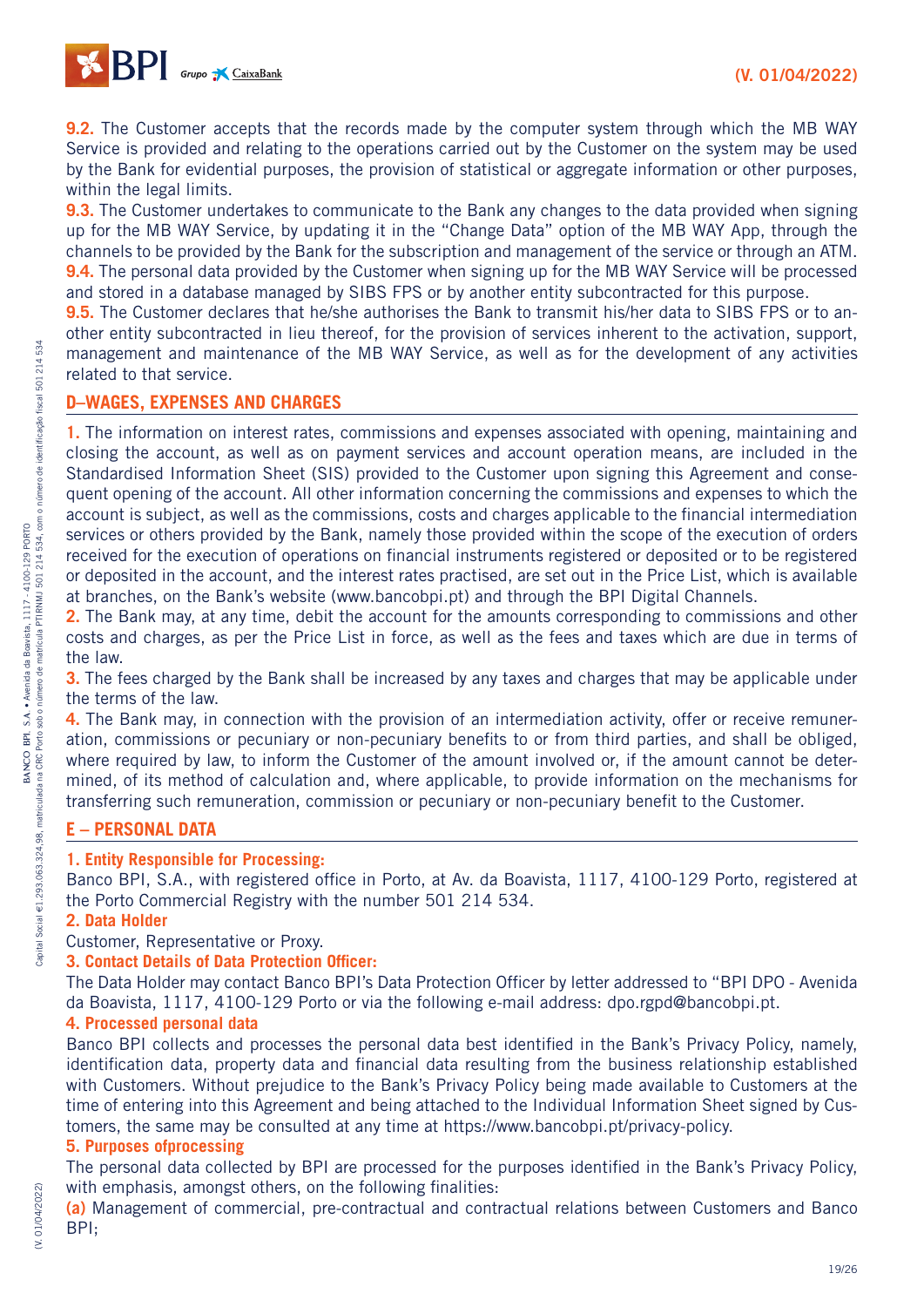**9.2.** The Customer accepts that the records made by the computer system through which the MB WAY Service is provided and relating to the operations carried out by the Customer on the system may be used by the Bank for evidential purposes, the provision of statistical or aggregate information or other purposes, within the legal limits.

**9.3.** The Customer undertakes to communicate to the Bank any changes to the data provided when signing up for the MB WAY Service, by updating it in the "Change Data" option of the MB WAY App, through the channels to be provided by the Bank for the subscription and management of the service or through an ATM.

**9.4.** The personal data provided by the Customer when signing up for the MB WAY Service will be processed and stored in a database managed by SIBS FPS or by another entity subcontracted for this purpose.

**9.5.** The Customer declares that he/she authorises the Bank to transmit his/her data to SIBS FPS or to another entity subcontracted in lieu thereof, for the provision of services inherent to the activation, support, management and maintenance of the MB WAY Service, as well as for the development of any activities related to that service.

## D–WAGES, EXPENSES AND CHARGES

**1.** The information on interest rates, commissions and expenses associated with opening, maintaining and closing the account, as well as on payment services and account operation means, are included in the Standardised Information Sheet (SIS) provided to the Customer upon signing this Agreement and consequent opening of the account. All other information concerning the commissions and expenses to which the account is subject, as well as the commissions, costs and charges applicable to the financial intermediation services or others provided by the Bank, namely those provided within the scope of the execution of orders received for the execution of operations on financial instruments registered or deposited or to be registered or deposited in the account, and the interest rates practised, are set out in the Price List, which is available at branches, on the Bank's website (www.bancobpi.pt) and through the BPI Digital Channels.

**2.** The Bank may, at any time, debit the account for the amounts corresponding to commissions and other costs and charges, as per the Price List in force, as well as the fees and taxes which are due in terms of the law.

**3.** The fees charged by the Bank shall be increased by any taxes and charges that may be applicable under the terms of the law.

**4.** The Bank may, in connection with the provision of an intermediation activity, offer or receive remuneration, commissions or pecuniary or non-pecuniary benefits to or from third parties, and shall be obliged, where required by law, to inform the Customer of the amount involved or, if the amount cannot be determined, of its method of calculation and, where applicable, to provide information on the mechanisms for transferring such remuneration, commission or pecuniary or non-pecuniary benefit to the Customer.

## E – PERSONAL DATA

### 1. Entity Responsible for Processing:

Banco BPI, S.A., with registered office in Porto, at Av. da Boavista, 1117, 4100-129 Porto, registered at the Porto Commercial Registry with the number 501 214 534.

### 2. Data Holder

Customer, Representative or Proxy.

### 3. Contact Details of Data Protection Officer:

The Data Holder may contact Banco BPI's Data Protection Officer by letter addressed to "BPI DPO - Avenida da Boavista, 1117, 4100-129 Porto or via the following e-mail address: dpo.rgpd@bancobpi.pt.

### 4. Processed personal data

Banco BPI collects and processes the personal data best identified in the Bank's Privacy Policy, namely, identification data, property data and financial data resulting from the business relationship established with Customers. Without prejudice to the Bank's Privacy Policy being made available to Customers at the time of entering into this Agreement and being attached to the Individual Information Sheet signed by Customers, the same may be consulted at any time at https://www.bancobpi.pt/privacy-policy.

### 5. Purposes ofprocessing

The personal data collected by BPI are processed for the purposes identified in the Bank's Privacy Policy, with emphasis, amongst others, on the following finalities:

**(a)** Management of commercial, pre-contractual and contractual relations between Customers and Banco BPI;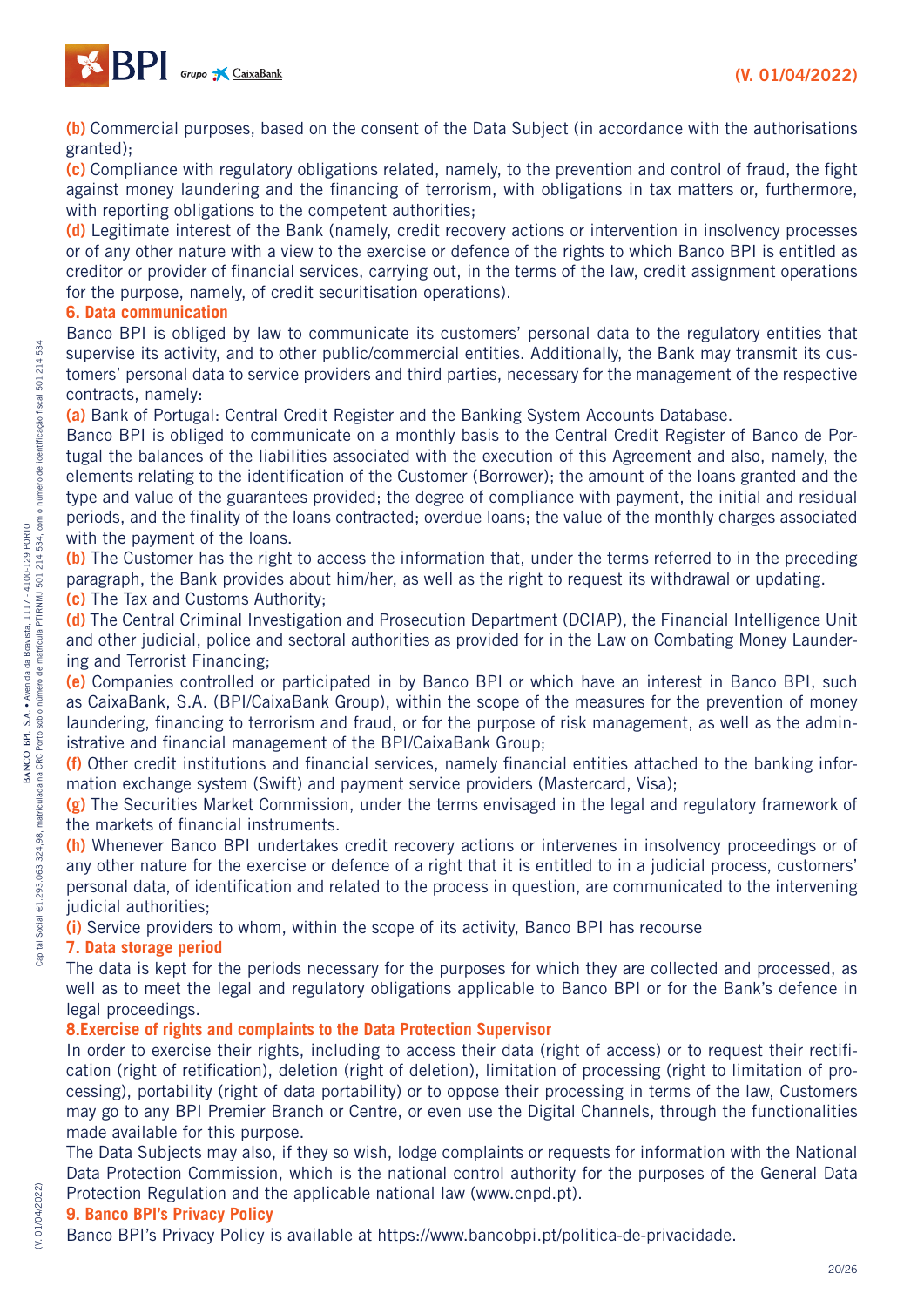**(b)** Commercial purposes, based on the consent of the Data Subject (in accordance with the authorisations granted);

**(c)** Compliance with regulatory obligations related, namely, to the prevention and control of fraud, the fight against money laundering and the financing of terrorism, with obligations in tax matters or, furthermore, with reporting obligations to the competent authorities;

**(d)** Legitimate interest of the Bank (namely, credit recovery actions or intervention in insolvency processes or of any other nature with a view to the exercise or defence of the rights to which Banco BPI is entitled as creditor or provider of financial services, carrying out, in the terms of the law, credit assignment operations for the purpose, namely, of credit securitisation operations).

## 6. Data communication

Banco BPI is obliged by law to communicate its customers' personal data to the regulatory entities that supervise its activity, and to other public/commercial entities. Additionally, the Bank may transmit its customers' personal data to service providers and third parties, necessary for the management of the respective contracts, namely:

**(a)** Bank of Portugal: Central Credit Register and the Banking System Accounts Database.

Banco BPI is obliged to communicate on a monthly basis to the Central Credit Register of Banco de Portugal the balances of the liabilities associated with the execution of this Agreement and also, namely, the elements relating to the identification of the Customer (Borrower); the amount of the loans granted and the type and value of the guarantees provided; the degree of compliance with payment, the initial and residual periods, and the finality of the loans contracted; overdue loans; the value of the monthly charges associated with the payment of the loans.

**(b)** The Customer has the right to access the information that, under the terms referred to in the preceding paragraph, the Bank provides about him/her, as well as the right to request its withdrawal or updating.

**(c)** The Tax and Customs Authority;

**(d)** The Central Criminal Investigation and Prosecution Department (DCIAP), the Financial Intelligence Unit and other judicial, police and sectoral authorities as provided for in the Law on Combating Money Laundering and Terrorist Financing;

**(e)** Companies controlled or participated in by Banco BPI or which have an interest in Banco BPI, such as CaixaBank, S.A. (BPI/CaixaBank Group), within the scope of the measures for the prevention of money laundering, financing to terrorism and fraud, or for the purpose of risk management, as well as the administrative and financial management of the BPI/CaixaBank Group;

**(f)** Other credit institutions and financial services, namely financial entities attached to the banking information exchange system (Swift) and payment service providers (Mastercard, Visa);

**(g)** The Securities Market Commission, under the terms envisaged in the legal and regulatory framework of the markets of financial instruments.

**(h)** Whenever Banco BPI undertakes credit recovery actions or intervenes in insolvency proceedings or of any other nature for the exercise or defence of a right that it is entitled to in a judicial process, customers' personal data, of identification and related to the process in question, are communicated to the intervening judicial authorities;

**(i)** Service providers to whom, within the scope of its activity, Banco BPI has recourse

## 7. Data storage period

The data is kept for the periods necessary for the purposes for which they are collected and processed, as well as to meet the legal and regulatory obligations applicable to Banco BPI or for the Bank's defence in legal proceedings.

## 8.Exercise of rights and complaints to the Data Protection Supervisor

In order to exercise their rights, including to access their data (right of access) or to request their rectification (right of retification), deletion (right of deletion), limitation of processing (right to limitation of processing), portability (right of data portability) or to oppose their processing in terms of the law, Customers may go to any BPI Premier Branch or Centre, or even use the Digital Channels, through the functionalities made available for this purpose.

The Data Subjects may also, if they so wish, lodge complaints or requests for information with the National Data Protection Commission, which is the national control authority for the purposes of the General Data Protection Regulation and the applicable national law (www.cnpd.pt).

## 9. Banco BPI's Privacy Policy

Banco BPI's Privacy Policy is available at https://www.bancobpi.pt/politica-de-privacidade.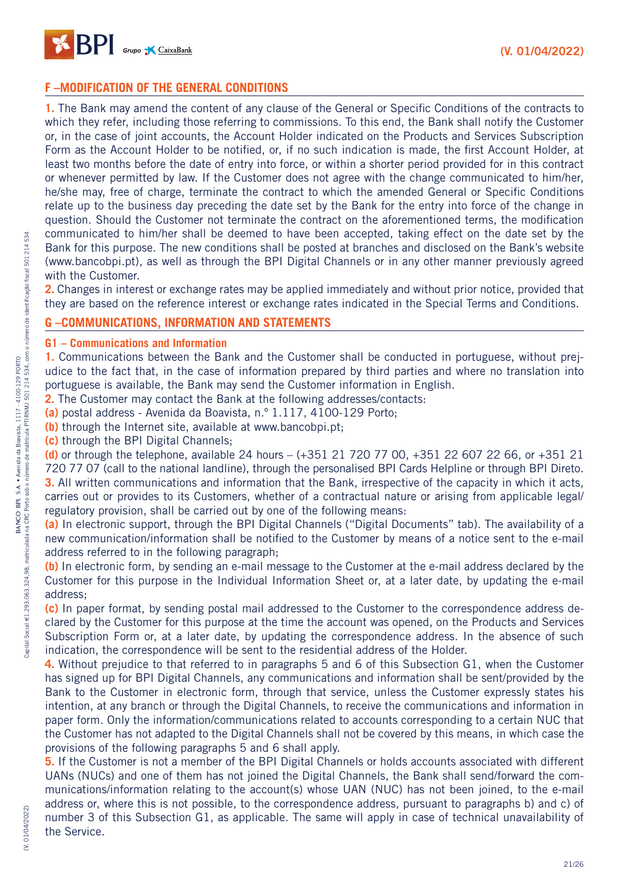## F – MODIFICATION OF THE GENERAL CONDITIONS

**1.** The Bank may amend the content of any clause of the General or Specific Conditions of the contracts to which they refer, including those referring to commissions. To this end, the Bank shall notify the Customer or, in the case of joint accounts, the Account Holder indicated on the Products and Services Subscription Form as the Account Holder to be notified, or, if no such indication is made, the first Account Holder, at least two months before the date of entry into force, or within a shorter period provided for in this contract or whenever permitted by law. If the Customer does not agree with the change communicated to him/her, he/she may, free of charge, terminate the contract to which the amended General or Specific Conditions relate up to the business day preceding the date set by the Bank for the entry into force of the change in question. Should the Customer not terminate the contract on the aforementioned terms, the modification communicated to him/her shall be deemed to have been accepted, taking effect on the date set by the Bank for this purpose. The new conditions shall be posted at branches and disclosed on the Bank's website (www.bancobpi.pt), as well as through the BPI Digital Channels or in any other manner previously agreed with the Customer.

**2.** Changes in interest or exchange rates may be applied immediately and without prior notice, provided that they are based on the reference interest or exchange rates indicated in the Special Terms and Conditions.

## G – COMMUNICATIONS, INFORMATION AND STATEMENTS

### G1 – Communications and Information

**1.** Communications between the Bank and the Customer shall be conducted in portuguese, without prejudice to the fact that, in the case of information prepared by third parties and where no translation into portuguese is available, the Bank may send the Customer information in English.

**2.** The Customer may contact the Bank at the following addresses/contacts:

**(a)** postal address - Avenida da Boavista, n.º 1.117, 4100-129 Porto;

**(b)** through the Internet site, available at www.bancobpi.pt;

**(c)** through the BPI Digital Channels;

**(d)** or through the telephone, available 24 hours – (+351 21 720 77 00, +351 22 607 22 66, or +351 21 720 77 07 (call to the national landline), through the personalised BPI Cards Helpline or through BPI Direto.

**3.** All written communications and information that the Bank, irrespective of the capacity in which it acts, carries out or provides to its Customers, whether of a contractual nature or arising from applicable legal/regulatory provision, shall be carried out by one of the following means:

**(a)** In electronic support, through the BPI Digital Channels ("Digital Documents" tab). The availability of a new communication/information shall be notified to the Customer by means of a notice sent to the e-mail address referred to in the following paragraph;

**(b)** In electronic form, by sending an e-mail message to the Customer at the e-mail address declared by the Customer for this purpose in the Individual Information Sheet or, at a later date, by updating the e-mail address;

**(c)** In paper format, by sending postal mail addressed to the Customer to the correspondence address declared by the Customer for this purpose at the time the account was opened, on the Products and Services Subscription Form or, at a later date, by updating the correspondence address. In the absence of such indication, the correspondence will be sent to the residential address of the Holder.

**4.** Without prejudice to that referred to in paragraphs 5 and 6 of this Subsection G1, when the Customer has signed up for BPI Digital Channels, any communications and information shall be sent/provided by the Bank to the Customer in electronic form, through that service, unless the Customer expressly states his intention, at any branch or through the Digital Channels, to receive the communications and information in paper form. Only the information/communications related to accounts corresponding to a certain NUC that the Customer has not adapted to the Digital Channels shall not be covered by this means, in which case the provisions of the following paragraphs 5 and 6 shall apply.

**5.** If the Customer is not a member of the BPI Digital Channels or holds accounts associated with different UANs (NUCs) and one of them has not joined the Digital Channels, the Bank shall send/forward the communications/information relating to the account(s) whose UAN (NUC) has not been joined, to the e-mail address or, where this is not possible, to the correspondence address, pursuant to paragraphs b) and c) of number 3 of this Subsection G1, as applicable. The same will apply in case of technical unavailability of the Service.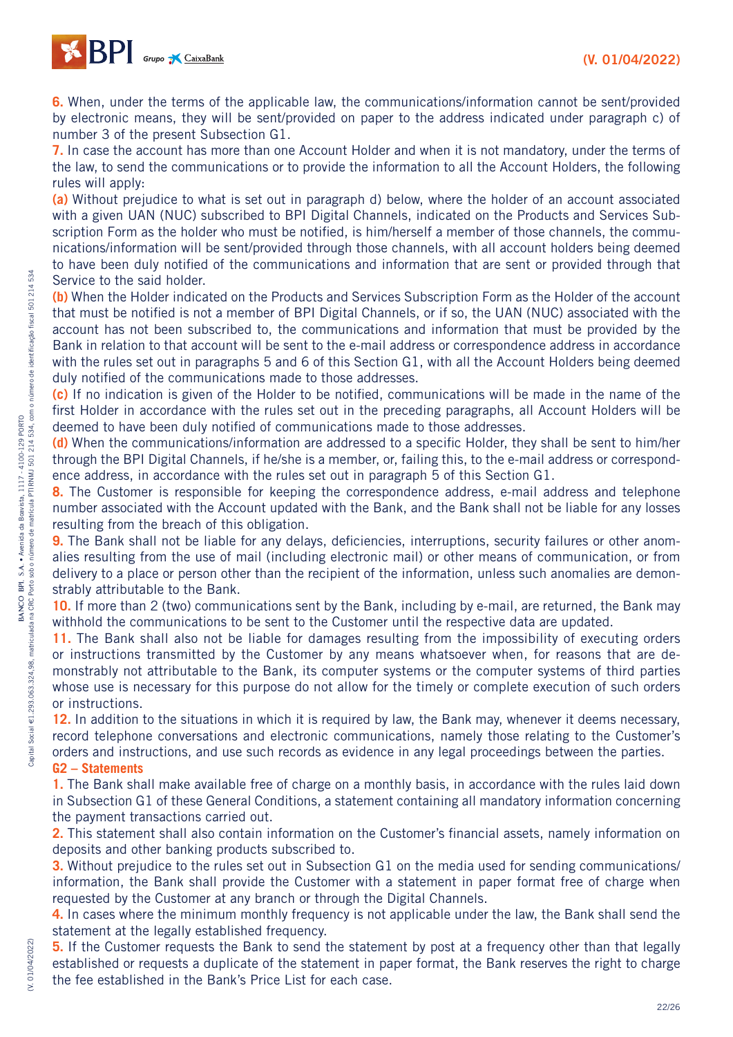**6.** When, under the terms of the applicable law, the communications/information cannot be sent/provided by electronic means, they will be sent/provided on paper to the address indicated under paragraph c) of number 3 of the present Subsection G1.

**7.** In case the account has more than one Account Holder and when it is not mandatory, under the terms of the law, to send the communications or to provide the information to all the Account Holders, the following rules will apply:

**(a)** Without prejudice to what is set out in paragraph d) below, where the holder of an account associated with a given UAN (NUC) subscribed to BPI Digital Channels, indicated on the Products and Services Subscription Form as the holder who must be notified, is him/herself a member of those channels, the communications/information will be sent/provided through those channels, with all account holders being deemed to have been duly notified of the communications and information that are sent or provided through that Service to the said holder.

**(b)** When the Holder indicated on the Products and Services Subscription Form as the Holder of the account that must be notified is not a member of BPI Digital Channels, or if so, the UAN (NUC) associated with the account has not been subscribed to, the communications and information that must be provided by the Bank in relation to that account will be sent to the e-mail address or correspondence address in accordance with the rules set out in paragraphs 5 and 6 of this Section G1, with all the Account Holders being deemed duly notified of the communications made to those addresses.

**(c)** If no indication is given of the Holder to be notified, communications will be made in the name of the first Holder in accordance with the rules set out in the preceding paragraphs, all Account Holders will be deemed to have been duly notified of communications made to those addresses.

**(d)** When the communications/information are addressed to a specific Holder, they shall be sent to him/her through the BPI Digital Channels, if he/she is a member, or, failing this, to the e-mail address or correspondence address, in accordance with the rules set out in paragraph 5 of this Section G1.

**8.** The Customer is responsible for keeping the correspondence address, e-mail address and telephone number associated with the Account updated with the Bank, and the Bank shall not be liable for any losses resulting from the breach of this obligation.

**9.** The Bank shall not be liable for any delays, deficiencies, interruptions, security failures or other anomalies resulting from the use of mail (including electronic mail) or other means of communication, or from delivery to a place or person other than the recipient of the information, unless such anomalies are demonstrably attributable to the Bank.

**10.** If more than 2 (two) communications sent by the Bank, including by e-mail, are returned, the Bank may withhold the communications to be sent to the Customer until the respective data are updated.

**11.** The Bank shall also not be liable for damages resulting from the impossibility of executing orders or instructions transmitted by the Customer by any means whatsoever when, for reasons that are demonstrably not attributable to the Bank, its computer systems or the computer systems of third parties whose use is necessary for this purpose do not allow for the timely or complete execution of such orders or instructions.

**12.** In addition to the situations in which it is required by law, the Bank may, whenever it deems necessary, record telephone conversations and electronic communications, namely those relating to the Customer's orders and instructions, and use such records as evidence in any legal proceedings between the parties.

### G2 – Statements

**1.** The Bank shall make available free of charge on a monthly basis, in accordance with the rules laid down in Subsection G1 of these General Conditions, a statement containing all mandatory information concerning the payment transactions carried out.

**2.** This statement shall also contain information on the Customer's financial assets, namely information on deposits and other banking products subscribed to.

**3.** Without prejudice to the rules set out in Subsection G1 on the media used for sending communications/information, the Bank shall provide the Customer with a statement in paper format free of charge when requested by the Customer at any branch or through the Digital Channels.

**4.** In cases where the minimum monthly frequency is not applicable under the law, the Bank shall send the statement at the legally established frequency.

**5.** If the Customer requests the Bank to send the statement by post at a frequency other than that legally established or requests a duplicate of the statement in paper format, the Bank reserves the right to charge the fee established in the Bank's Price List for each case.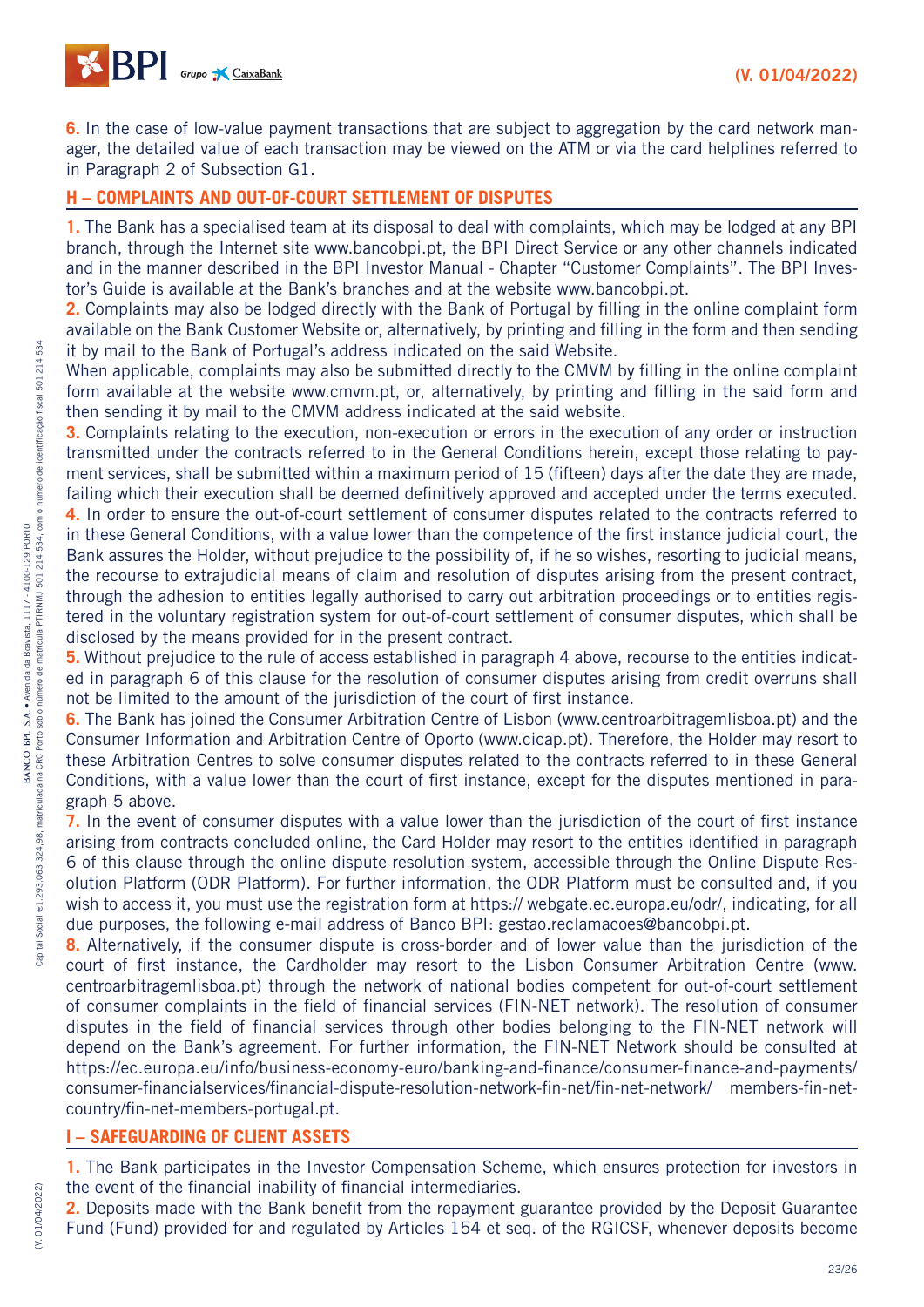**6.** In the case of low-value payment transactions that are subject to aggregation by the card network manager, the detailed value of each transaction may be viewed on the ATM or via the card helplines referred to in Paragraph 2 of Subsection G1.

## H – COMPLAINTS AND OUT-OF-COURT SETTLEMENT OF DISPUTES

**1.** The Bank has a specialised team at its disposal to deal with complaints, which may be lodged at any BPI branch, through the Internet site www.bancobpi.pt, the BPI Direct Service or any other channels indicated and in the manner described in the BPI Investor Manual - Chapter "Customer Complaints". The BPI Investor's Guide is available at the Bank's branches and at the website www.bancobpi.pt.

**2.** Complaints may also be lodged directly with the Bank of Portugal by filling in the online complaint form available on the Bank Customer Website or, alternatively, by printing and filling in the form and then sending it by mail to the Bank of Portugal's address indicated on the said Website.

When applicable, complaints may also be submitted directly to the CMVM by filling in the online complaint form available at the website www.cmvm.pt, or, alternatively, by printing and filling in the said form and then sending it by mail to the CMVM address indicated at the said website.

**3.** Complaints relating to the execution, non-execution or errors in the execution of any order or instruction transmitted under the contracts referred to in the General Conditions herein, except those relating to payment services, shall be submitted within a maximum period of 15 (fifteen) days after the date they are made, failing which their execution shall be deemed definitively approved and accepted under the terms executed.

**4.** In order to ensure the out-of-court settlement of consumer disputes related to the contracts referred to in these General Conditions, with a value lower than the competence of the first instance judicial court, the Bank assures the Holder, without prejudice to the possibility of, if he so wishes, resorting to judicial means, the recourse to extrajudicial means of claim and resolution of disputes arising from the present contract, through the adhesion to entities legally authorised to carry out arbitration proceedings or to entities registered in the voluntary registration system for out-of-court settlement of consumer disputes, which shall be disclosed by the means provided for in the present contract.

**5.** Without prejudice to the rule of access established in paragraph 4 above, recourse to the entities indicated in paragraph 6 of this clause for the resolution of consumer disputes arising from credit overruns shall not be limited to the amount of the jurisdiction of the court of first instance.

**6.** The Bank has joined the Consumer Arbitration Centre of Lisbon (www.centroarbitragemlisboa.pt) and the Consumer Information and Arbitration Centre of Oporto (www.cicap.pt). Therefore, the Holder may resort to these Arbitration Centres to solve consumer disputes related to the contracts referred to in these General Conditions, with a value lower than the court of first instance, except for the disputes mentioned in paragraph 5 above.

**7.** In the event of consumer disputes with a value lower than the jurisdiction of the court of first instance arising from contracts concluded online, the Card Holder may resort to the entities identified in paragraph 6 of this clause through the online dispute resolution system, accessible through the Online Dispute Resolution Platform (ODR Platform). For further information, the ODR Platform must be consulted and, if you wish to access it, you must use the registration form at https:// webgate.ec.europa.eu/odr/, indicating, for all due purposes, the following e-mail address of Banco BPI: gestao.reclamacoes@bancobpi.pt.

**8.** Alternatively, if the consumer dispute is cross-border and of lower value than the jurisdiction of the court of first instance, the Cardholder may resort to the Lisbon Consumer Arbitration Centre (www.centroarbitragemlisboa.pt) through the network of national bodies competent for out-of-court settlement of consumer complaints in the field of financial services (FIN-NET network). The resolution of consumer disputes in the field of financial services through other bodies belonging to the FIN-NET network will depend on the Bank's agreement. For further information, the FIN-NET Network should be consulted at https://ec.europa.eu/info/business-economy-euro/banking-and-finance/consumer-finance-and-payments/consumer-financialservices/financial-dispute-resolution-network-fin-net/fin-net-network/ members-fin-net-country/fin-net-members-portugal.pt.

## I – SAFEGUARDING OF CLIENT ASSETS

**1.** The Bank participates in the Investor Compensation Scheme, which ensures protection for investors in the event of the financial inability of financial intermediaries.

**2.** Deposits made with the Bank benefit from the repayment guarantee provided by the Deposit Guarantee Fund (Fund) provided for and regulated by Articles 154 et seq. of the RGICSF, whenever deposits become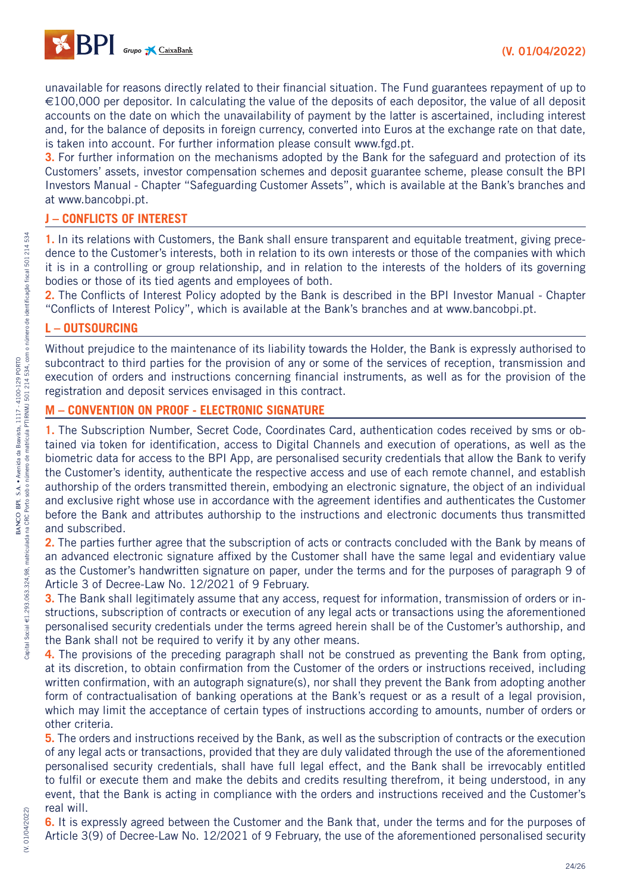unavailable for reasons directly related to their financial situation. The Fund guarantees repayment of up to €100,000 per depositor. In calculating the value of the deposits of each depositor, the value of all deposit accounts on the date on which the unavailability of payment by the latter is ascertained, including interest and, for the balance of deposits in foreign currency, converted into Euros at the exchange rate on that date, is taken into account. For further information please consult www.fgd.pt.

**3.** For further information on the mechanisms adopted by the Bank for the safeguard and protection of its Customers' assets, investor compensation schemes and deposit guarantee scheme, please consult the BPI Investors Manual - Chapter "Safeguarding Customer Assets", which is available at the Bank's branches and at www.bancobpi.pt.

## J – CONFLICTS OF INTEREST

**1.** In its relations with Customers, the Bank shall ensure transparent and equitable treatment, giving precedence to the Customer's interests, both in relation to its own interests or those of the companies with which it is in a controlling or group relationship, and in relation to the interests of the holders of its governing bodies or those of its tied agents and employees of both.

**2.** The Conflicts of Interest Policy adopted by the Bank is described in the BPI Investor Manual - Chapter "Conflicts of Interest Policy", which is available at the Bank's branches and at www.bancobpi.pt.

## L – OUTSOURCING

Without prejudice to the maintenance of its liability towards the Holder, the Bank is expressly authorised to subcontract to third parties for the provision of any or some of the services of reception, transmission and execution of orders and instructions concerning financial instruments, as well as for the provision of the registration and deposit services envisaged in this contract.

## M – CONVENTION ON PROOF - ELECTRONIC SIGNATURE

**1.** The Subscription Number, Secret Code, Coordinates Card, authentication codes received by sms or obtained via token for identification, access to Digital Channels and execution of operations, as well as the biometric data for access to the BPI App, are personalised security credentials that allow the Bank to verify the Customer's identity, authenticate the respective access and use of each remote channel, and establish authorship of the orders transmitted therein, embodying an electronic signature, the object of an individual and exclusive right whose use in accordance with the agreement identifies and authenticates the Customer before the Bank and attributes authorship to the instructions and electronic documents thus transmitted and subscribed.

**2.** The parties further agree that the subscription of acts or contracts concluded with the Bank by means of an advanced electronic signature affixed by the Customer shall have the same legal and evidentiary value as the Customer's handwritten signature on paper, under the terms and for the purposes of paragraph 9 of Article 3 of Decree-Law No. 12/2021 of 9 February.

**3.** The Bank shall legitimately assume that any access, request for information, transmission of orders or instructions, subscription of contracts or execution of any legal acts or transactions using the aforementioned personalised security credentials under the terms agreed herein shall be of the Customer's authorship, and the Bank shall not be required to verify it by any other means.

**4.** The provisions of the preceding paragraph shall not be construed as preventing the Bank from opting, at its discretion, to obtain confirmation from the Customer of the orders or instructions received, including written confirmation, with an autograph signature(s), nor shall they prevent the Bank from adopting another form of contractualisation of banking operations at the Bank's request or as a result of a legal provision, which may limit the acceptance of certain types of instructions according to amounts, number of orders or other criteria.

**5.** The orders and instructions received by the Bank, as well as the subscription of contracts or the execution of any legal acts or transactions, provided that they are duly validated through the use of the aforementioned personalised security credentials, shall have full legal effect, and the Bank shall be irrevocably entitled to fulfil or execute them and make the debits and credits resulting therefrom, it being understood, in any event, that the Bank is acting in compliance with the orders and instructions received and the Customer's real will.

**6.** It is expressly agreed between the Customer and the Bank that, under the terms and for the purposes of Article 3(9) of Decree-Law No. 12/2021 of 9 February, the use of the aforementioned personalised security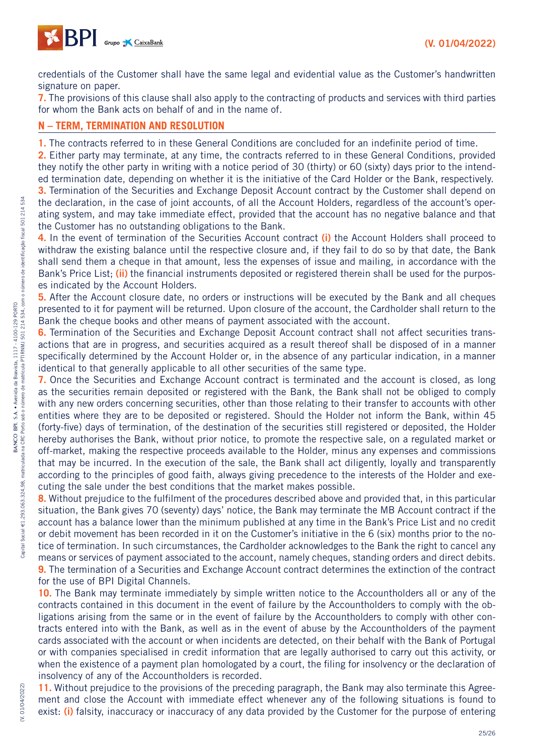credentials of the Customer shall have the same legal and evidential value as the Customer's handwritten signature on paper.

**7.** The provisions of this clause shall also apply to the contracting of products and services with third parties for whom the Bank acts on behalf of and in the name of.

## N – TERM, TERMINATION AND RESOLUTION

**1.** The contracts referred to in these General Conditions are concluded for an indefinite period of time.

**2.** Either party may terminate, at any time, the contracts referred to in these General Conditions, provided they notify the other party in writing with a notice period of 30 (thirty) or 60 (sixty) days prior to the intended termination date, depending on whether it is the initiative of the Card Holder or the Bank, respectively.

**3.** Termination of the Securities and Exchange Deposit Account contract by the Customer shall depend on the declaration, in the case of joint accounts, of all the Account Holders, regardless of the account's operating system, and may take immediate effect, provided that the account has no negative balance and that the Customer has no outstanding obligations to the Bank.

**4.** In the event of termination of the Securities Account contract **(i)** the Account Holders shall proceed to withdraw the existing balance until the respective closure and, if they fail to do so by that date, the Bank shall send them a cheque in that amount, less the expenses of issue and mailing, in accordance with the Bank's Price List; **(ii)** the financial instruments deposited or registered therein shall be used for the purposes indicated by the Account Holders.

**5.** After the Account closure date, no orders or instructions will be executed by the Bank and all cheques presented to it for payment will be returned. Upon closure of the account, the Cardholder shall return to the Bank the cheque books and other means of payment associated with the account.

**6.** Termination of the Securities and Exchange Deposit Account contract shall not affect securities transactions that are in progress, and securities acquired as a result thereof shall be disposed of in a manner specifically determined by the Account Holder or, in the absence of any particular indication, in a manner identical to that generally applicable to all other securities of the same type.

**7.** Once the Securities and Exchange Account contract is terminated and the account is closed, as long as the securities remain deposited or registered with the Bank, the Bank shall not be obliged to comply with any new orders concerning securities, other than those relating to their transfer to accounts with other entities where they are to be deposited or registered. Should the Holder not inform the Bank, within 45 (forty-five) days of termination, of the destination of the securities still registered or deposited, the Holder hereby authorises the Bank, without prior notice, to promote the respective sale, on a regulated market or off-market, making the respective proceeds available to the Holder, minus any expenses and commissions that may be incurred. In the execution of the sale, the Bank shall act diligently, loyally and transparently according to the principles of good faith, always giving precedence to the interests of the Holder and executing the sale under the best conditions that the market makes possible.

**8.** Without prejudice to the fulfilment of the procedures described above and provided that, in this particular situation, the Bank gives 70 (seventy) days' notice, the Bank may terminate the MB Account contract if the account has a balance lower than the minimum published at any time in the Bank's Price List and no credit or debit movement has been recorded in it on the Customer's initiative in the 6 (six) months prior to the notice of termination. In such circumstances, the Cardholder acknowledges to the Bank the right to cancel any means or services of payment associated to the account, namely cheques, standing orders and direct debits.

**9.** The termination of a Securities and Exchange Account contract determines the extinction of the contract for the use of BPI Digital Channels.

**10.** The Bank may terminate immediately by simple written notice to the Accountholders all or any of the contracts contained in this document in the event of failure by the Accountholders to comply with the obligations arising from the same or in the event of failure by the Accountholders to comply with other contracts entered into with the Bank, as well as in the event of abuse by the Accountholders of the payment cards associated with the account or when incidents are detected, on their behalf with the Bank of Portugal or with companies specialised in credit information that are legally authorised to carry out this activity, or when the existence of a payment plan homologated by a court, the filing for insolvency or the declaration of insolvency of any of the Accountholders is recorded.

**11.** Without prejudice to the provisions of the preceding paragraph, the Bank may also terminate this Agreement and close the Account with immediate effect whenever any of the following situations is found to exist: **(i)** falsity, inaccuracy or inaccuracy of any data provided by the Customer for the purpose of entering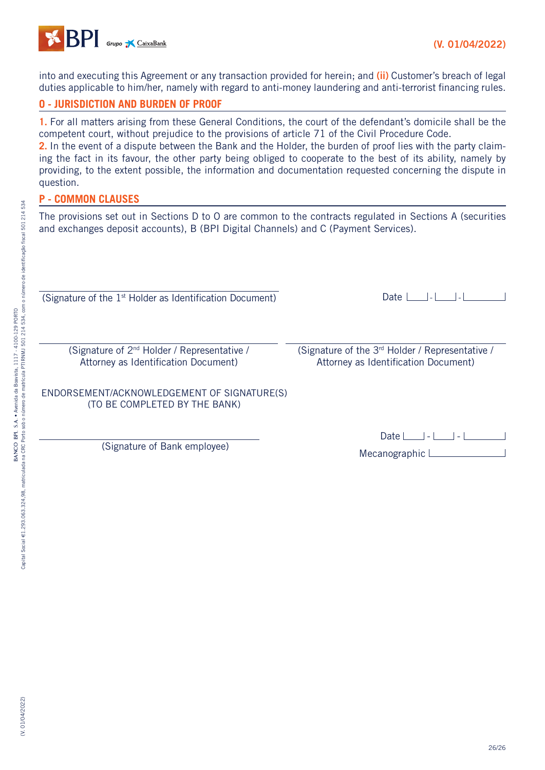into and executing this Agreement or any transaction provided for herein; and **(ii)** Customer's breach of legal duties applicable to him/her, namely with regard to anti-money laundering and anti-terrorist financing rules.

## O - JURISDICTION AND BURDEN OF PROOF

**1.** For all matters arising from these General Conditions, the court of the defendant's domicile shall be the competent court, without prejudice to the provisions of article 71 of the Civil Procedure Code.
**2.** In the event of a dispute between the Bank and the Holder, the burden of proof lies with the party claiming the fact in its favour, the other party being obliged to cooperate to the best of its ability, namely by providing, to the extent possible, the information and documentation requested concerning the dispute in question.

## P - COMMON CLAUSES

The provisions set out in Sections D to O are common to the contracts regulated in Sections A (securities and exchanges deposit accounts), B (BPI Digital Channels) and C (Payment Services).

(Signature of the 1st Holder as Identification Document)

Date ___ - ___ - ______

(Signature of 2nd Holder / Representative / Attorney as Identification Document)

(Signature of the 3rd Holder / Representative / Attorney as Identification Document)

ENDORSEMENT/ACKNOWLEDGEMENT OF SIGNATURE(S)
(TO BE COMPLETED BY THE BANK)

(Signature of Bank employee)

Date ___ - ___ - ______

Mecanographic ______

BANCO BPI, S.A. • Avenida da Boavista, 1117 - 4100-129 PORTO
Capital Social €1.293.063.324,98, matriculada na CRC Porto sob o número de matrícula PTI RNMJ 501 214 534, com o número de identificação fiscal 501 214 534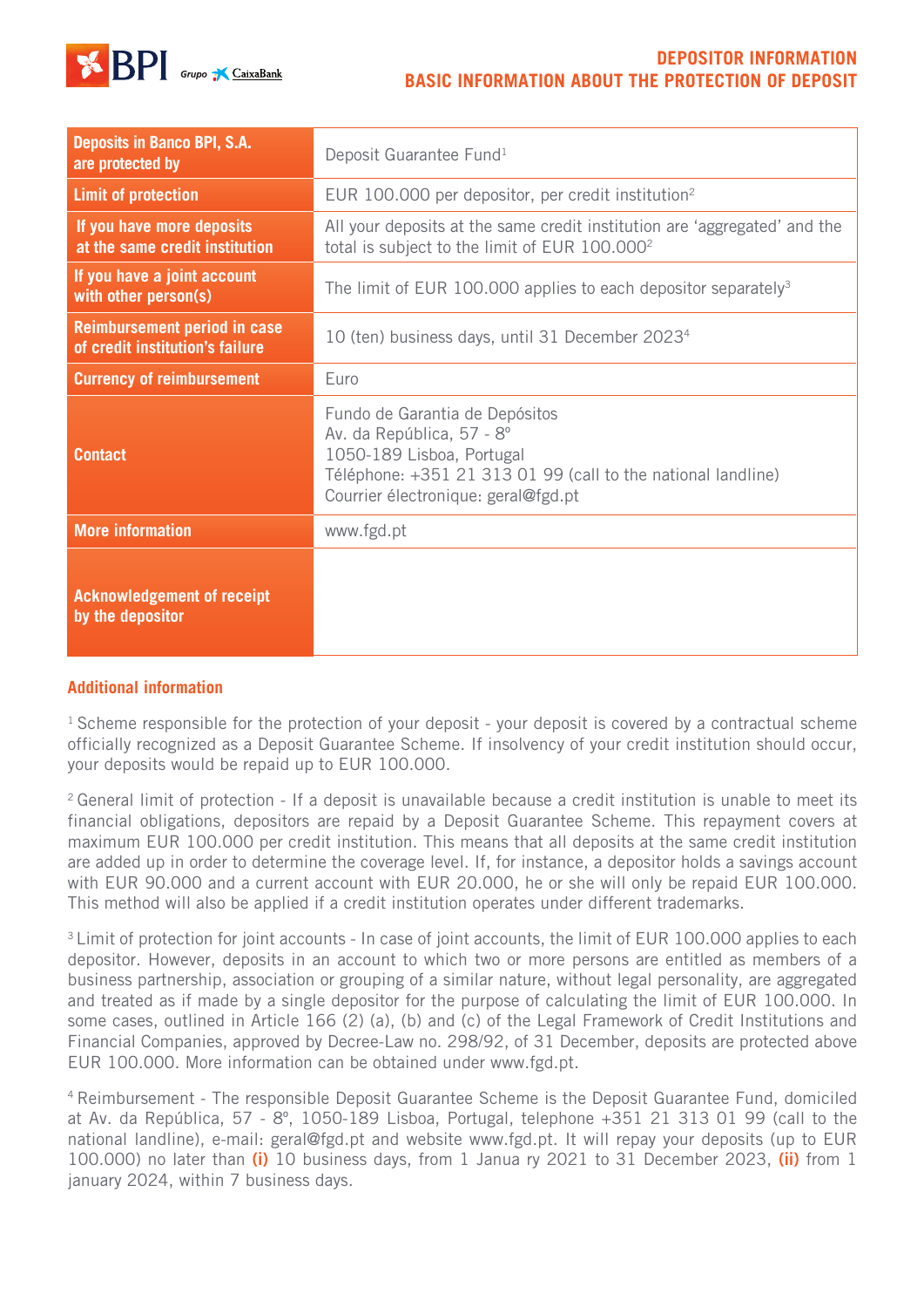# DEPOSITOR INFORMATION

## BASIC INFORMATION ABOUT THE PROTECTION OF DEPOSIT

| | |
|---|---|
| **Deposits in Banco BPI, S.A. are protected by** | Deposit Guarantee Fund[1] |
| **Limit of protection** | EUR 100.000 per depositor, per credit institution[2] |
| **If you have more deposits at the same credit institution** | All your deposits at the same credit institution are 'aggregated' and the total is subject to the limit of EUR 100.000[2] |
| **If you have a joint account with other person(s)** | The limit of EUR 100.000 applies to each depositor separately[3] |
| **Reimbursement period in case of credit institution's failure** | 10 (ten) business days, until 31 December 2023[4] |
| **Currency of reimbursement** | Euro |
| **Contact** | Fundo de Garantia de Depósitos<br>Av. da República, 57 - 8º<br>1050-189 Lisboa, Portugal<br>Téléphone: +351 21 313 01 99 (call to the national landline)<br>Courrier électronique: geral@fgd.pt |
| **More information** | www.fgd.pt |
| **Acknowledgement of receipt by the depositor** | |

### Additional information

[1] Scheme responsible for the protection of your deposit - your deposit is covered by a contractual scheme officially recognized as a Deposit Guarantee Scheme. If insolvency of your credit institution should occur, your deposits would be repaid up to EUR 100.000.

[2] General limit of protection - If a deposit is unavailable because a credit institution is unable to meet its financial obligations, depositors are repaid by a Deposit Guarantee Scheme. This repayment covers at maximum EUR 100.000 per credit institution. This means that all deposits at the same credit institution are added up in order to determine the coverage level. If, for instance, a depositor holds a savings account with EUR 90.000 and a current account with EUR 20.000, he or she will only be repaid EUR 100.000. This method will also be applied if a credit institution operates under different trademarks.

[3] Limit of protection for joint accounts - In case of joint accounts, the limit of EUR 100.000 applies to each depositor. However, deposits in an account to which two or more persons are entitled as members of a business partnership, association or grouping of a similar nature, without legal personality, are aggregated and treated as if made by a single depositor for the purpose of calculating the limit of EUR 100.000. In some cases, outlined in Article 166 (2) (a), (b) and (c) of the Legal Framework of Credit Institutions and Financial Companies, approved by Decree-Law no. 298/92, of 31 December, deposits are protected above EUR 100.000. More information can be obtained under www.fgd.pt.

[4] Reimbursement - The responsible Deposit Guarantee Scheme is the Deposit Guarantee Fund, domiciled at Av. da República, 57 - 8º, 1050-189 Lisboa, Portugal, telephone +351 21 313 01 99 (call to the national landline), e-mail: geral@fgd.pt and website www.fgd.pt. It will repay your deposits (up to EUR 100.000) no later than **(i)** 10 business days, from 1 Janua ry 2021 to 31 December 2023, **(ii)** from 1 january 2024, within 7 business days.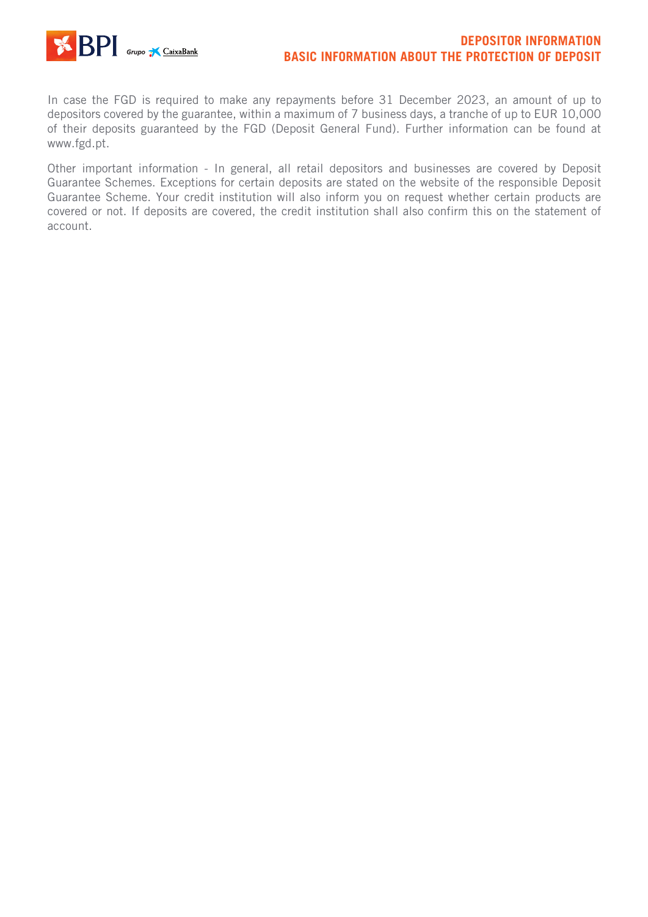In case the FGD is required to make any repayments before 31 December 2023, an amount of up to depositors covered by the guarantee, within a maximum of 7 business days, a tranche of up to EUR 10,000 of their deposits guaranteed by the FGD (Deposit General Fund). Further information can be found at www.fgd.pt.

Other important information - In general, all retail depositors and businesses are covered by Deposit Guarantee Schemes. Exceptions for certain deposits are stated on the website of the responsible Deposit Guarantee Scheme. Your credit institution will also inform you on request whether certain products are covered or not. If deposits are covered, the credit institution shall also confirm this on the statement of account.